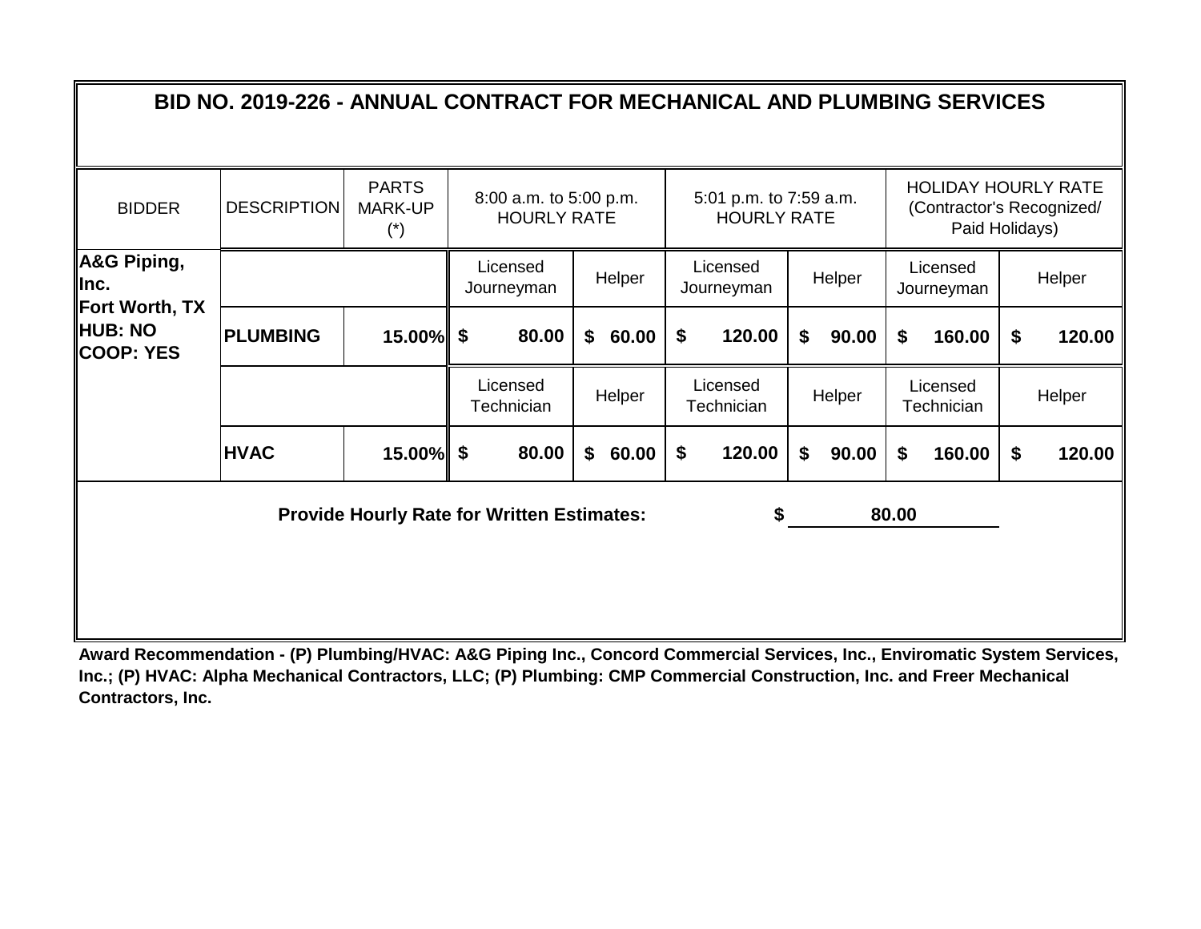# BID NO. 2019-226 - ANNUAL CONTRACT FOR MECHANICAL AND PLUMBING SERVICES

| BIDDER | DESCRIPTION | PARTS MARK-UP (*) | 8:00 a.m. to 5:00 p.m. HOURLY RATE | | 5:01 p.m. to 7:59 a.m. HOURLY RATE | | HOLIDAY HOURLY RATE (Contractor's Recognized/ Paid Holidays) | |
|---|---|---|---|---|---|---|---|---|
| **A&G Piping, Inc. Fort Worth, TX HUB: NO COOP: YES** | | | Licensed Journeyman | Helper | Licensed Journeyman | Helper | Licensed Journeyman | Helper |
| | **PLUMBING** | **15.00%** | **$ 80.00** | **$ 60.00** | **$ 120.00** | **$ 90.00** | **$ 160.00** | **$ 120.00** |
| | | | Licensed Technician | Helper | Licensed Technician | Helper | Licensed Technician | Helper |
| | **HVAC** | **15.00%** | **$ 80.00** | **$ 60.00** | **$ 120.00** | **$ 90.00** | **$ 160.00** | **$ 120.00** |

**Provide Hourly Rate for Written Estimates: $ 80.00**

**Award Recommendation - (P) Plumbing/HVAC: A&G Piping Inc., Concord Commercial Services, Inc., Enviromatic System Services, Inc.; (P) HVAC: Alpha Mechanical Contractors, LLC; (P) Plumbing: CMP Commercial Construction, Inc. and Freer Mechanical Contractors, Inc.**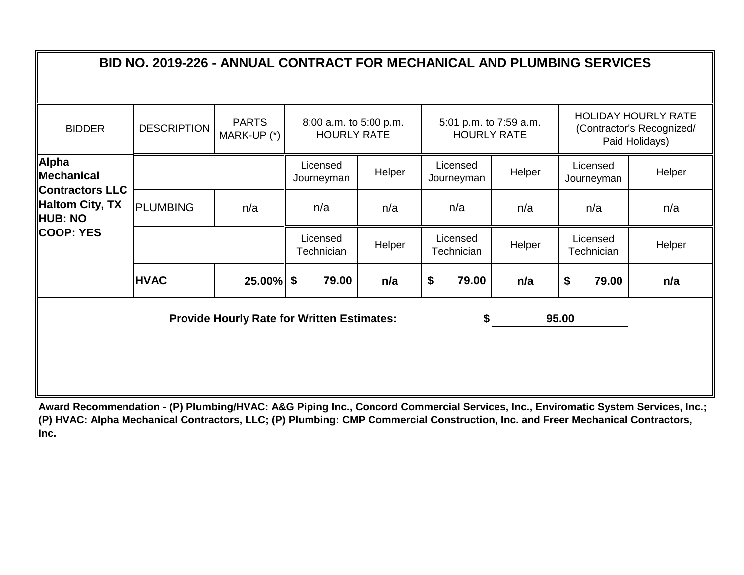# BID NO. 2019-226 - ANNUAL CONTRACT FOR MECHANICAL AND PLUMBING SERVICES

| BIDDER | DESCRIPTION | PARTS MARK-UP (*) | 8:00 a.m. to 5:00 p.m. HOURLY RATE | | 5:01 p.m. to 7:59 a.m. HOURLY RATE | | HOLIDAY HOURLY RATE (Contractor's Recognized/ Paid Holidays) | |
|---|---|---|---|---|---|---|---|---|
| **Alpha Mechanical Contractors LLC Haltom City, TX HUB: NO COOP: YES** | | | Licensed Journeyman | Helper | Licensed Journeyman | Helper | Licensed Journeyman | Helper |
| | PLUMBING | n/a | n/a | n/a | n/a | n/a | n/a | n/a |
| | | | Licensed Technician | Helper | Licensed Technician | Helper | Licensed Technician | Helper |
| | **HVAC** | **25.00%** | **$ 79.00** | **n/a** | **$ 79.00** | **n/a** | **$ 79.00** | **n/a** |

**Provide Hourly Rate for Written Estimates:** **$ 95.00**

**Award Recommendation - (P) Plumbing/HVAC: A&G Piping Inc., Concord Commercial Services, Inc., Enviromatic System Services, Inc.; (P) HVAC: Alpha Mechanical Contractors, LLC; (P) Plumbing: CMP Commercial Construction, Inc. and Freer Mechanical Contractors, Inc.**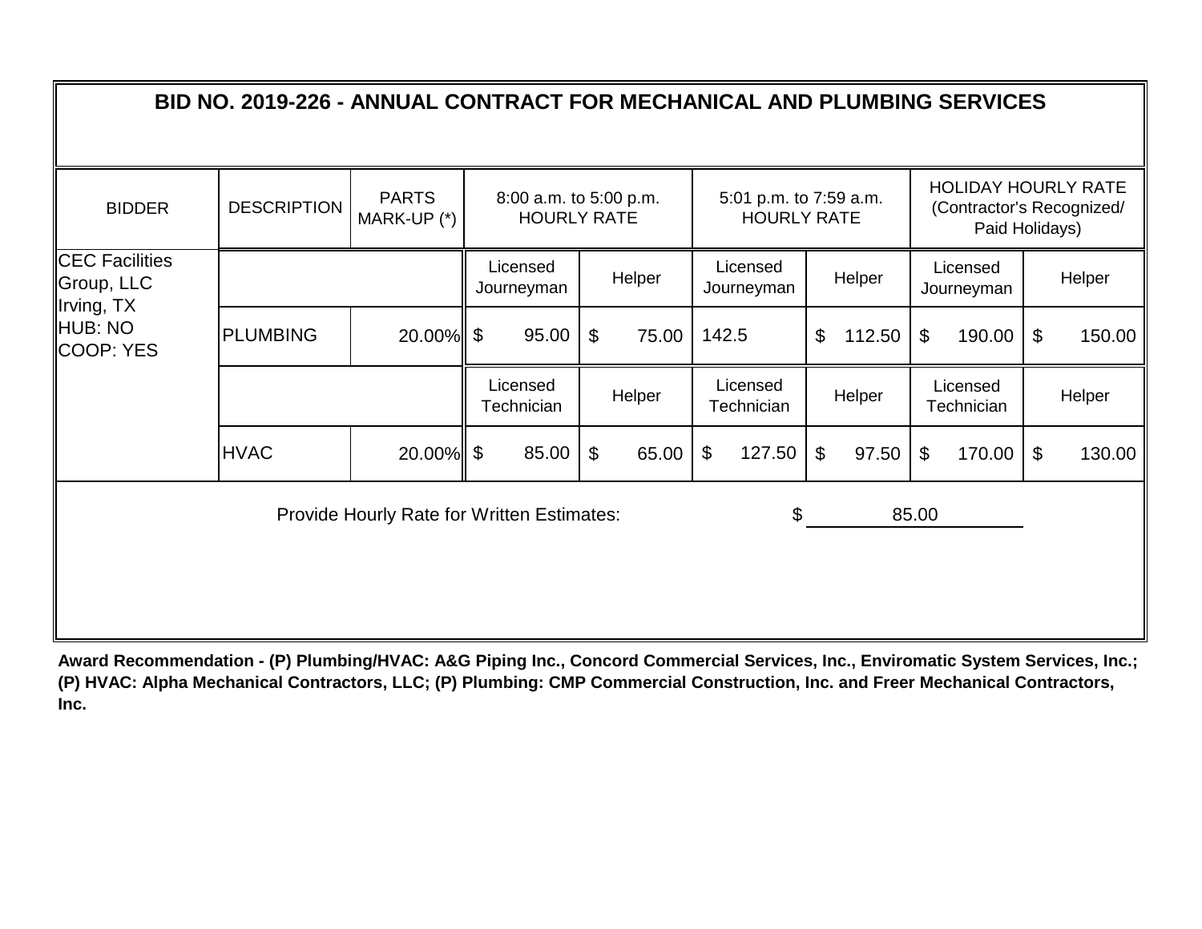# BID NO. 2019-226 - ANNUAL CONTRACT FOR MECHANICAL AND PLUMBING SERVICES

| BIDDER | DESCRIPTION | PARTS MARK-UP (*) | 8:00 a.m. to 5:00 p.m. HOURLY RATE | | 5:01 p.m. to 7:59 a.m. HOURLY RATE | | HOLIDAY HOURLY RATE (Contractor's Recognized/ Paid Holidays) | |
|---|---|---|---|---|---|---|---|---|
| CEC Facilities Group, LLC<br>Irving, TX<br>HUB: NO<br>COOP: YES | | | Licensed Journeyman | Helper | Licensed Journeyman | Helper | Licensed Journeyman | Helper |
| | PLUMBING | 20.00% | $ 95.00 | $ 75.00 | 142.5 | $ 112.50 | $ 190.00 | $ 150.00 |
| | | | Licensed Technician | Helper | Licensed Technician | Helper | Licensed Technician | Helper |
| | HVAC | 20.00% | $ 85.00 | $ 65.00 | $ 127.50 | $ 97.50 | $ 170.00 | $ 130.00 |

Provide Hourly Rate for Written Estimates: $ 85.00

**Award Recommendation - (P) Plumbing/HVAC: A&G Piping Inc., Concord Commercial Services, Inc., Enviromatic System Services, Inc.; (P) HVAC: Alpha Mechanical Contractors, LLC; (P) Plumbing: CMP Commercial Construction, Inc. and Freer Mechanical Contractors, Inc.**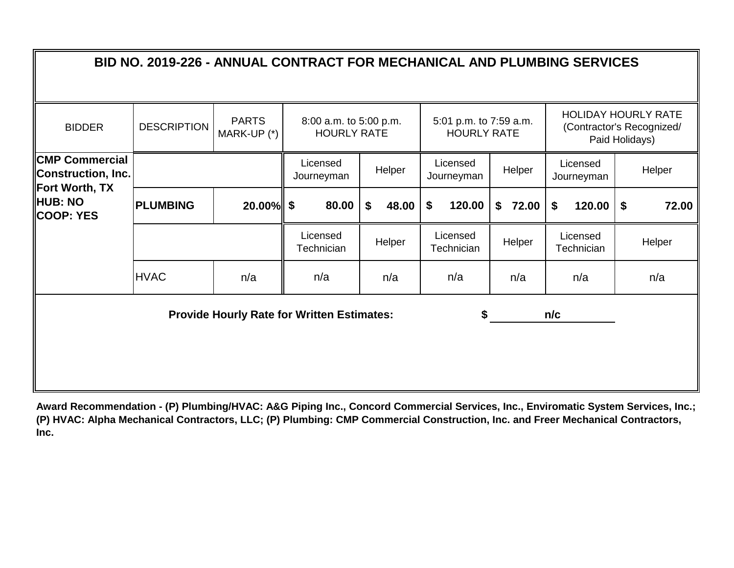## BID NO. 2019-226 - ANNUAL CONTRACT FOR MECHANICAL AND PLUMBING SERVICES

| BIDDER | DESCRIPTION | PARTS MARK-UP (*) | 8:00 a.m. to 5:00 p.m. HOURLY RATE | | 5:01 p.m. to 7:59 a.m. HOURLY RATE | | HOLIDAY HOURLY RATE (Contractor's Recognized/ Paid Holidays) | |
|---|---|---|---|---|---|---|---|---|
| **CMP Commercial Construction, Inc. Fort Worth, TX HUB: NO COOP: YES** | | | Licensed Journeyman | Helper | Licensed Journeyman | Helper | Licensed Journeyman | Helper |
| | **PLUMBING** | **20.00%** | **$ 80.00** | **$ 48.00** | **$ 120.00** | **$ 72.00** | **$ 120.00** | **$ 72.00** |
| | | | Licensed Technician | Helper | Licensed Technician | Helper | Licensed Technician | Helper |
| | HVAC | n/a | n/a | n/a | n/a | n/a | n/a | n/a |

**Provide Hourly Rate for Written Estimates:** **$ n/c**

**Award Recommendation - (P) Plumbing/HVAC: A&G Piping Inc., Concord Commercial Services, Inc., Enviromatic System Services, Inc.; (P) HVAC: Alpha Mechanical Contractors, LLC; (P) Plumbing: CMP Commercial Construction, Inc. and Freer Mechanical Contractors, Inc.**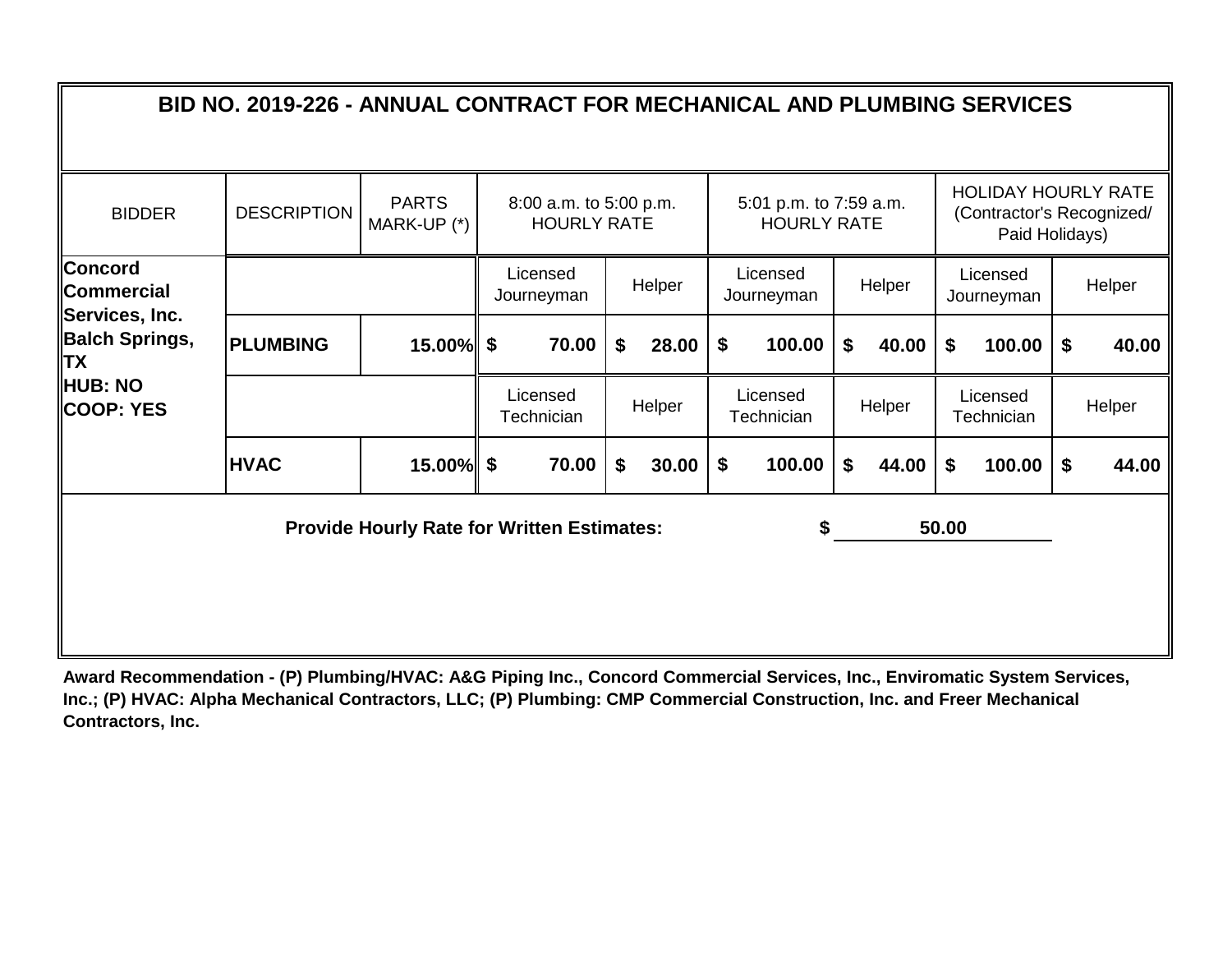# BID NO. 2019-226 - ANNUAL CONTRACT FOR MECHANICAL AND PLUMBING SERVICES

| BIDDER | DESCRIPTION | PARTS MARK-UP (*) | 8:00 a.m. to 5:00 p.m. HOURLY RATE | | 5:01 p.m. to 7:59 a.m. HOURLY RATE | | HOLIDAY HOURLY RATE (Contractor's Recognized/ Paid Holidays) | |
|---|---|---|---|---|---|---|---|---|
| **Concord Commercial Services, Inc. Balch Springs, TX HUB: NO COOP: YES** | | | Licensed Journeyman | Helper | Licensed Journeyman | Helper | Licensed Journeyman | Helper |
| | **PLUMBING** | **15.00%** | **$ 70.00** | **$ 28.00** | **$ 100.00** | **$ 40.00** | **$ 100.00** | **$ 40.00** |
| | | | Licensed Technician | Helper | Licensed Technician | Helper | Licensed Technician | Helper |
| | **HVAC** | **15.00%** | **$ 70.00** | **$ 30.00** | **$ 100.00** | **$ 44.00** | **$ 100.00** | **$ 44.00** |

**Provide Hourly Rate for Written Estimates:** **$ 50.00**

**Award Recommendation - (P) Plumbing/HVAC: A&G Piping Inc., Concord Commercial Services, Inc., Enviromatic System Services, Inc.; (P) HVAC: Alpha Mechanical Contractors, LLC; (P) Plumbing: CMP Commercial Construction, Inc. and Freer Mechanical Contractors, Inc.**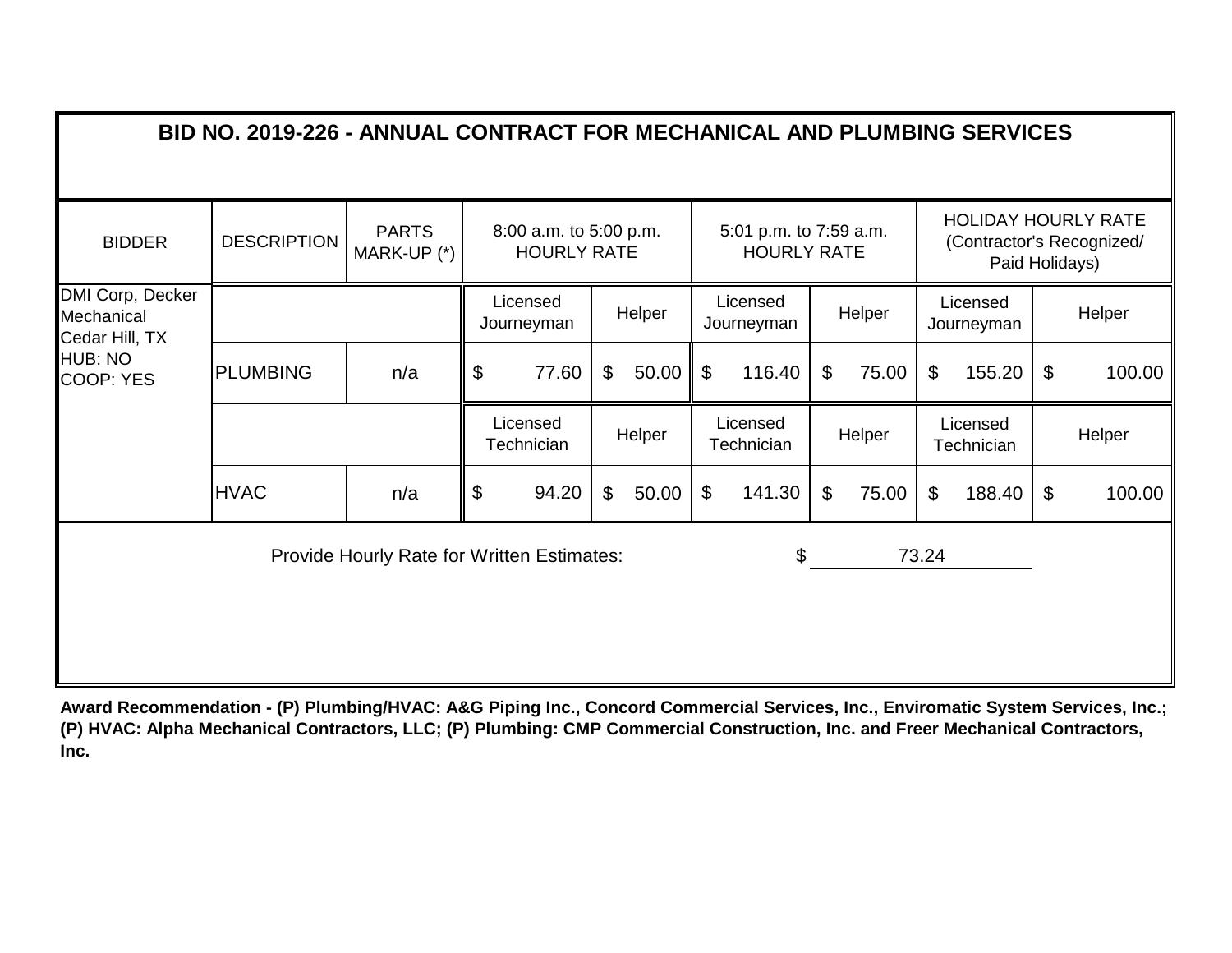## BID NO. 2019-226 - ANNUAL CONTRACT FOR MECHANICAL AND PLUMBING SERVICES

| BIDDER | DESCRIPTION | PARTS MARK-UP (*) | 8:00 a.m. to 5:00 p.m. HOURLY RATE | | 5:01 p.m. to 7:59 a.m. HOURLY RATE | | HOLIDAY HOURLY RATE (Contractor's Recognized/ Paid Holidays) | |
|---|---|---|---|---|---|---|---|---|
| DMI Corp, Decker Mechanical Cedar Hill, TX HUB: NO COOP: YES | | | Licensed Journeyman | Helper | Licensed Journeyman | Helper | Licensed Journeyman | Helper |
| | PLUMBING | n/a | $ 77.60 | $ 50.00 | $ 116.40 | $ 75.00 | $ 155.20 | $ 100.00 |
| | | | Licensed Technician | Helper | Licensed Technician | Helper | Licensed Technician | Helper |
| | HVAC | n/a | $ 94.20 | $ 50.00 | $ 141.30 | $ 75.00 | $ 188.40 | $ 100.00 |

Provide Hourly Rate for Written Estimates: $ 73.24

**Award Recommendation - (P) Plumbing/HVAC: A&G Piping Inc., Concord Commercial Services, Inc., Enviromatic System Services, Inc.; (P) HVAC: Alpha Mechanical Contractors, LLC; (P) Plumbing: CMP Commercial Construction, Inc. and Freer Mechanical Contractors, Inc.**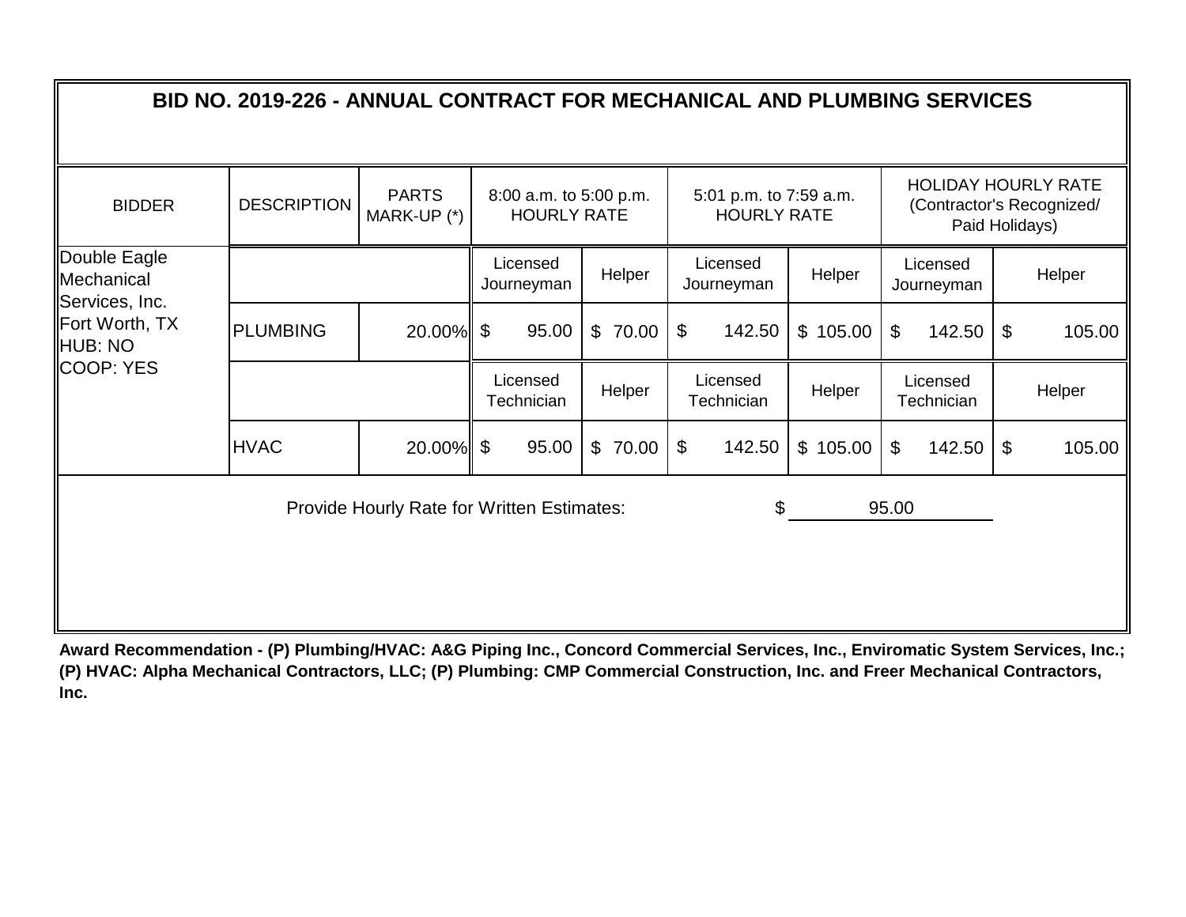# BID NO. 2019-226 - ANNUAL CONTRACT FOR MECHANICAL AND PLUMBING SERVICES

| BIDDER | DESCRIPTION | PARTS MARK-UP (*) | 8:00 a.m. to 5:00 p.m. HOURLY RATE | | 5:01 p.m. to 7:59 a.m. HOURLY RATE | | HOLIDAY HOURLY RATE (Contractor's Recognized/ Paid Holidays) | |
|---|---|---|---|---|---|---|---|---|
| Double Eagle Mechanical Services, Inc. Fort Worth, TX HUB: NO COOP: YES | | | Licensed Journeyman | Helper | Licensed Journeyman | Helper | Licensed Journeyman | Helper |
| | PLUMBING | 20.00% | $ 95.00 | $ 70.00 | $ 142.50 | $ 105.00 | $ 142.50 | $ 105.00 |
| | | | Licensed Technician | Helper | Licensed Technician | Helper | Licensed Technician | Helper |
| | HVAC | 20.00% | $ 95.00 | $ 70.00 | $ 142.50 | $ 105.00 | $ 142.50 | $ 105.00 |

Provide Hourly Rate for Written Estimates: $ 95.00

**Award Recommendation - (P) Plumbing/HVAC: A&G Piping Inc., Concord Commercial Services, Inc., Enviromatic System Services, Inc.; (P) HVAC: Alpha Mechanical Contractors, LLC; (P) Plumbing: CMP Commercial Construction, Inc. and Freer Mechanical Contractors, Inc.**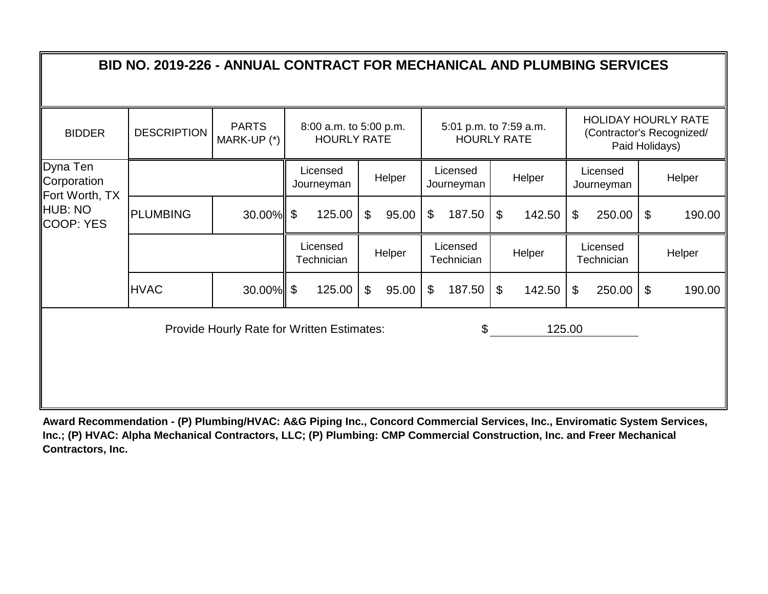# BID NO. 2019-226 - ANNUAL CONTRACT FOR MECHANICAL AND PLUMBING SERVICES

| BIDDER | DESCRIPTION | PARTS MARK-UP (*) | 8:00 a.m. to 5:00 p.m. HOURLY RATE | | 5:01 p.m. to 7:59 a.m. HOURLY RATE | | HOLIDAY HOURLY RATE (Contractor's Recognized/ Paid Holidays) | |
|---|---|---|---|---|---|---|---|---|
| Dyna Ten Corporation Fort Worth, TX HUB: NO COOP: YES | | | Licensed Journeyman | Helper | Licensed Journeyman | Helper | Licensed Journeyman | Helper |
| | PLUMBING | 30.00% | $ 125.00 | $ 95.00 | $ 187.50 | $ 142.50 | $ 250.00 | $ 190.00 |
| | | | Licensed Technician | Helper | Licensed Technician | Helper | Licensed Technician | Helper |
| | HVAC | 30.00% | $ 125.00 | $ 95.00 | $ 187.50 | $ 142.50 | $ 250.00 | $ 190.00 |

Provide Hourly Rate for Written Estimates: $ 125.00

**Award Recommendation - (P) Plumbing/HVAC: A&G Piping Inc., Concord Commercial Services, Inc., Enviromatic System Services, Inc.; (P) HVAC: Alpha Mechanical Contractors, LLC; (P) Plumbing: CMP Commercial Construction, Inc. and Freer Mechanical Contractors, Inc.**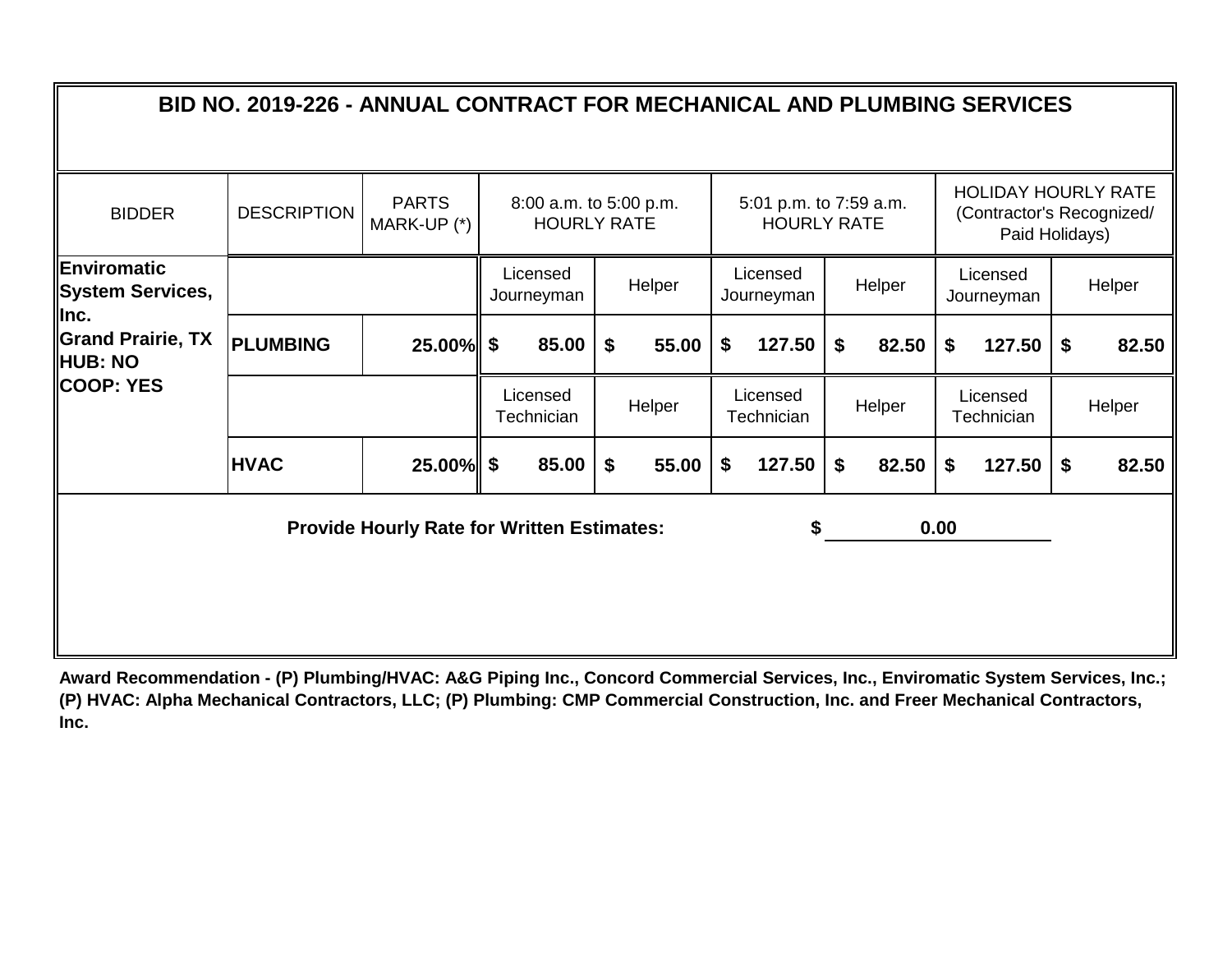# BID NO. 2019-226 - ANNUAL CONTRACT FOR MECHANICAL AND PLUMBING SERVICES

| BIDDER | DESCRIPTION | PARTS MARK-UP (*) | 8:00 a.m. to 5:00 p.m. HOURLY RATE | | 5:01 p.m. to 7:59 a.m. HOURLY RATE | | HOLIDAY HOURLY RATE (Contractor's Recognized/ Paid Holidays) | |
|---|---|---|---|---|---|---|---|---|
| **Enviromatic System Services, Inc.**<br>**Grand Prairie, TX**<br>**HUB: NO**<br>**COOP: YES** | | | Licensed Journeyman | Helper | Licensed Journeyman | Helper | Licensed Journeyman | Helper |
| | **PLUMBING** | **25.00%** | **$ 85.00** | **$ 55.00** | **$ 127.50** | **$ 82.50** | **$ 127.50** | **$ 82.50** |
| | | | Licensed Technician | Helper | Licensed Technician | Helper | Licensed Technician | Helper |
| | **HVAC** | **25.00%** | **$ 85.00** | **$ 55.00** | **$ 127.50** | **$ 82.50** | **$ 127.50** | **$ 82.50** |

**Provide Hourly Rate for Written Estimates:** **$ 0.00**

**Award Recommendation - (P) Plumbing/HVAC: A&G Piping Inc., Concord Commercial Services, Inc., Enviromatic System Services, Inc.; (P) HVAC: Alpha Mechanical Contractors, LLC; (P) Plumbing: CMP Commercial Construction, Inc. and Freer Mechanical Contractors, Inc.**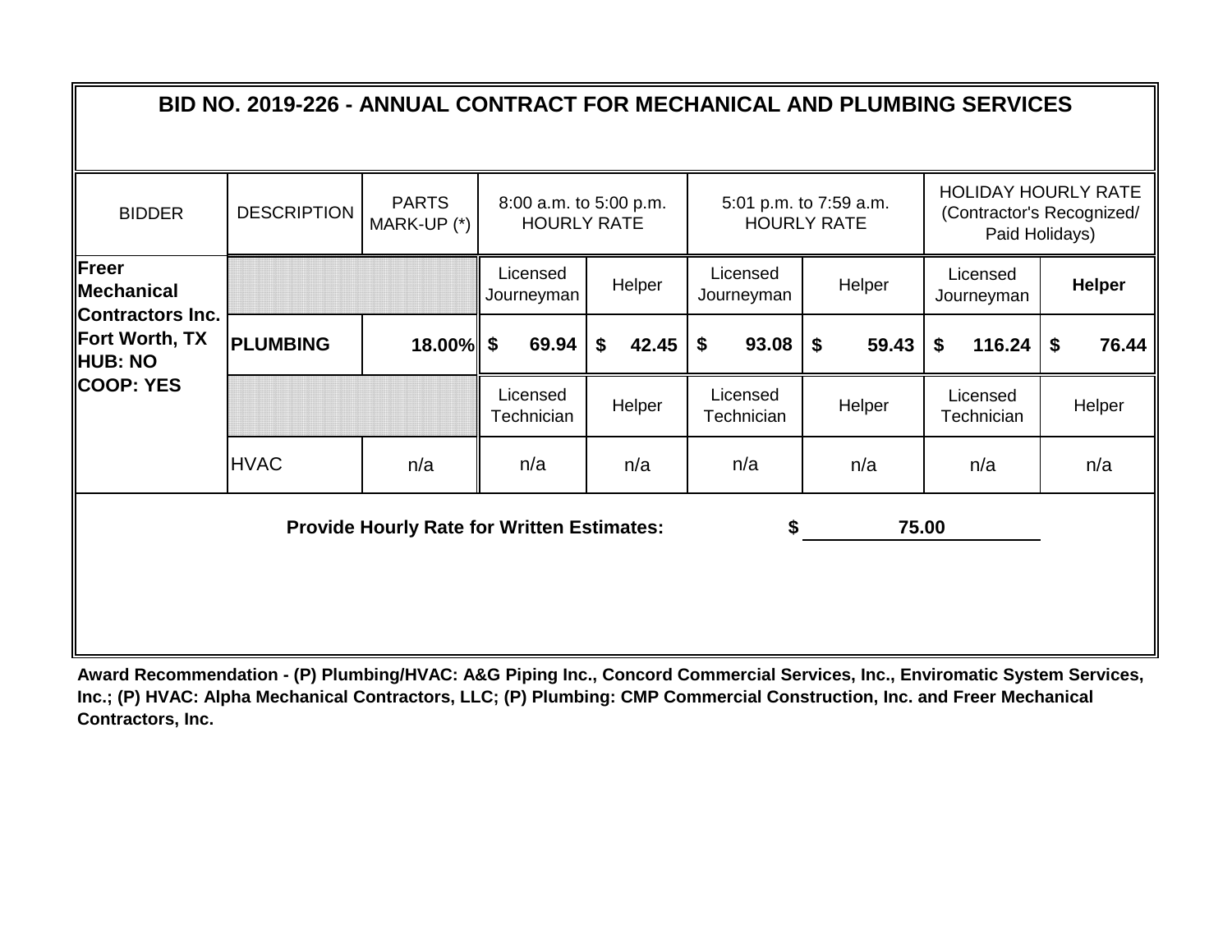## BID NO. 2019-226 - ANNUAL CONTRACT FOR MECHANICAL AND PLUMBING SERVICES

| BIDDER | DESCRIPTION | PARTS MARK-UP (*) | 8:00 a.m. to 5:00 p.m. HOURLY RATE | | 5:01 p.m. to 7:59 a.m. HOURLY RATE | | HOLIDAY HOURLY RATE (Contractor's Recognized/ Paid Holidays) | |
|---|---|---|---|---|---|---|---|---|
| **Freer Mechanical Contractors Inc. Fort Worth, TX HUB: NO COOP: YES** | | | Licensed Journeyman | Helper | Licensed Journeyman | Helper | Licensed Journeyman | **Helper** |
| | **PLUMBING** | **18.00%** | **$ 69.94** | **$ 42.45** | **$ 93.08** | **$ 59.43** | **$ 116.24** | **$ 76.44** |
| | | | Licensed Technician | Helper | Licensed Technician | Helper | Licensed Technician | Helper |
| | HVAC | n/a | n/a | n/a | n/a | n/a | n/a | n/a |

**Provide Hourly Rate for Written Estimates:** **$ 75.00**

**Award Recommendation - (P) Plumbing/HVAC: A&G Piping Inc., Concord Commercial Services, Inc., Enviromatic System Services, Inc.; (P) HVAC: Alpha Mechanical Contractors, LLC; (P) Plumbing: CMP Commercial Construction, Inc. and Freer Mechanical Contractors, Inc.**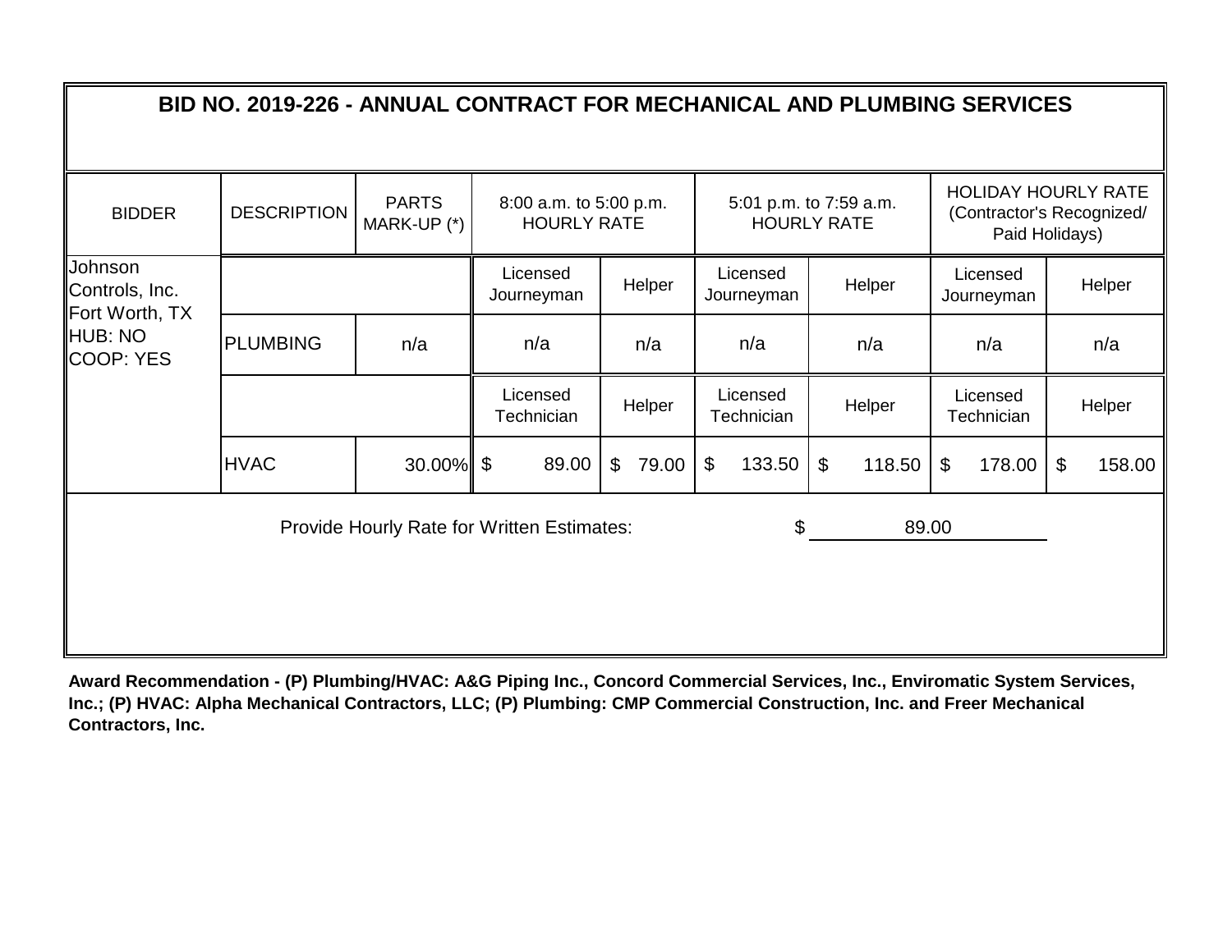## BID NO. 2019-226 - ANNUAL CONTRACT FOR MECHANICAL AND PLUMBING SERVICES

| BIDDER | DESCRIPTION | PARTS MARK-UP (*) | 8:00 a.m. to 5:00 p.m. HOURLY RATE | | 5:01 p.m. to 7:59 a.m. HOURLY RATE | | HOLIDAY HOURLY RATE (Contractor's Recognized/ Paid Holidays) | |
|---|---|---|---|---|---|---|---|---|
| Johnson Controls, Inc. Fort Worth, TX HUB: NO COOP: YES | | | Licensed Journeyman | Helper | Licensed Journeyman | Helper | Licensed Journeyman | Helper |
| | PLUMBING | n/a | n/a | n/a | n/a | n/a | n/a | n/a |
| | | | Licensed Technician | Helper | Licensed Technician | Helper | Licensed Technician | Helper |
| | HVAC | 30.00% | $ 89.00 | $ 79.00 | $ 133.50 | $ 118.50 | $ 178.00 | $ 158.00 |

Provide Hourly Rate for Written Estimates: $ 89.00

**Award Recommendation - (P) Plumbing/HVAC: A&G Piping Inc., Concord Commercial Services, Inc., Enviromatic System Services, Inc.; (P) HVAC: Alpha Mechanical Contractors, LLC; (P) Plumbing: CMP Commercial Construction, Inc. and Freer Mechanical Contractors, Inc.**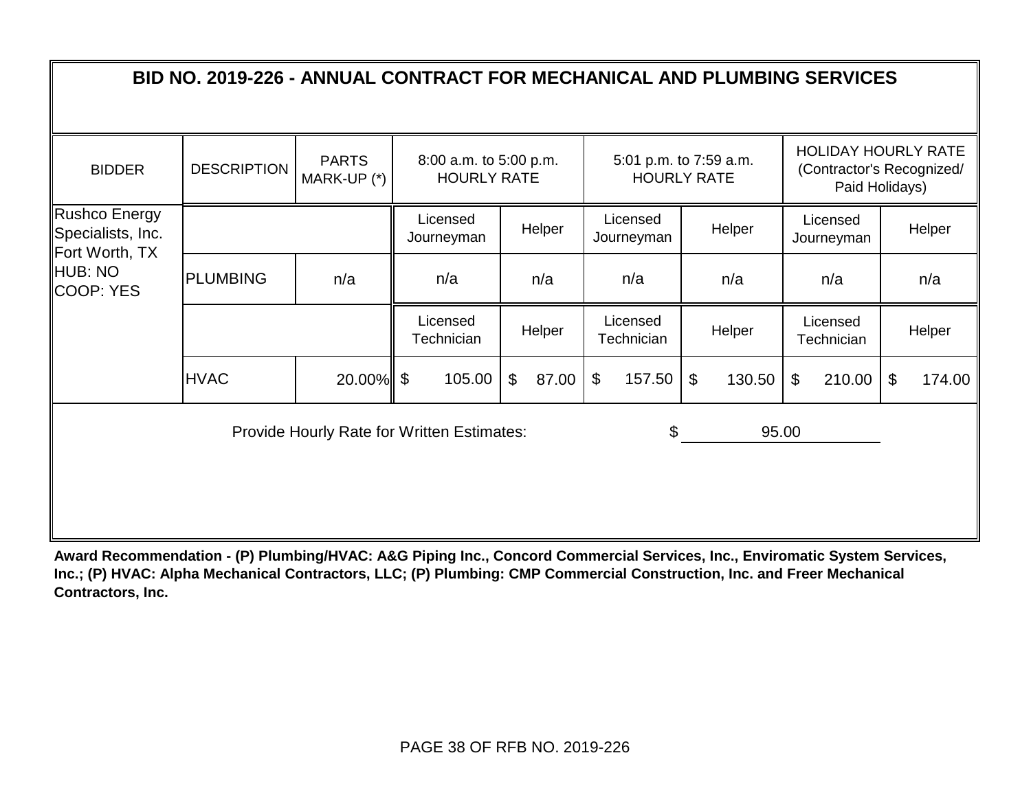# BID NO. 2019-226 - ANNUAL CONTRACT FOR MECHANICAL AND PLUMBING SERVICES

| BIDDER | DESCRIPTION | PARTS MARK-UP (*) | 8:00 a.m. to 5:00 p.m. HOURLY RATE | | 5:01 p.m. to 7:59 a.m. HOURLY RATE | | HOLIDAY HOURLY RATE (Contractor's Recognized/ Paid Holidays) | |
|---|---|---|---|---|---|---|---|---|
| Rushco Energy Specialists, Inc. Fort Worth, TX HUB: NO COOP: YES | | | Licensed Journeyman | Helper | Licensed Journeyman | Helper | Licensed Journeyman | Helper |
| | PLUMBING | n/a | n/a | n/a | n/a | n/a | n/a | n/a |
| | | | Licensed Technician | Helper | Licensed Technician | Helper | Licensed Technician | Helper |
| | HVAC | 20.00% | $ 105.00 | $ 87.00 | $ 157.50 | $ 130.50 | $ 210.00 | $ 174.00 |

Provide Hourly Rate for Written Estimates: $ 95.00

**Award Recommendation - (P) Plumbing/HVAC: A&G Piping Inc., Concord Commercial Services, Inc., Enviromatic System Services, Inc.; (P) HVAC: Alpha Mechanical Contractors, LLC; (P) Plumbing: CMP Commercial Construction, Inc. and Freer Mechanical Contractors, Inc.**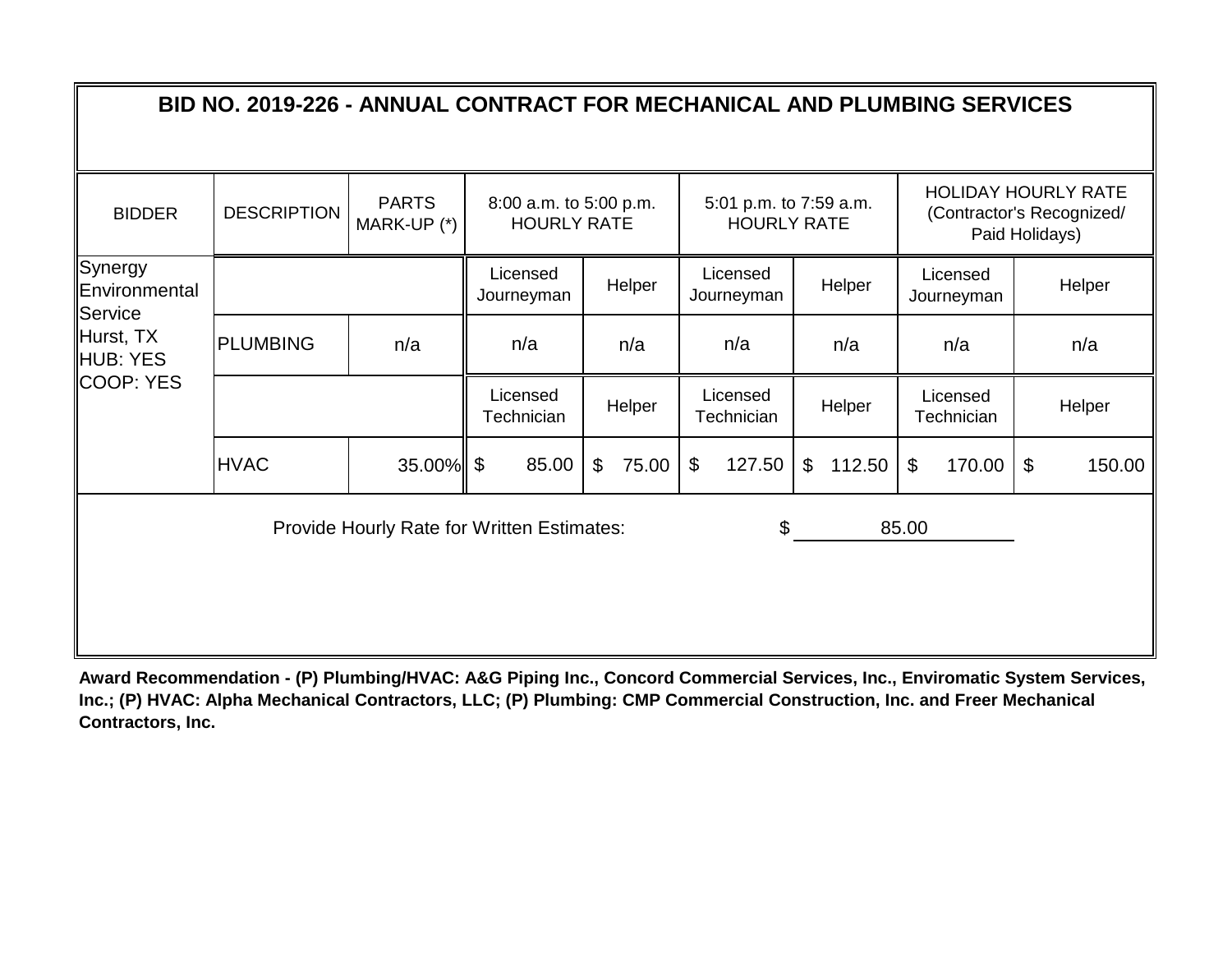# BID NO. 2019-226 - ANNUAL CONTRACT FOR MECHANICAL AND PLUMBING SERVICES

| BIDDER | DESCRIPTION | PARTS MARK-UP (*) | 8:00 a.m. to 5:00 p.m. HOURLY RATE | | 5:01 p.m. to 7:59 a.m. HOURLY RATE | | HOLIDAY HOURLY RATE (Contractor's Recognized/ Paid Holidays) | |
|---|---|---|---|---|---|---|---|---|
| Synergy Environmental Service Hurst, TX HUB: YES COOP: YES | | | Licensed Journeyman | Helper | Licensed Journeyman | Helper | Licensed Journeyman | Helper |
| | PLUMBING | n/a | n/a | n/a | n/a | n/a | n/a | n/a |
| | | | Licensed Technician | Helper | Licensed Technician | Helper | Licensed Technician | Helper |
| | HVAC | 35.00% | $ 85.00 | $ 75.00 | $ 127.50 | $ 112.50 | $ 170.00 | $ 150.00 |

Provide Hourly Rate for Written Estimates: $ 85.00

**Award Recommendation - (P) Plumbing/HVAC: A&G Piping Inc., Concord Commercial Services, Inc., Enviromatic System Services, Inc.; (P) HVAC: Alpha Mechanical Contractors, LLC; (P) Plumbing: CMP Commercial Construction, Inc. and Freer Mechanical Contractors, Inc.**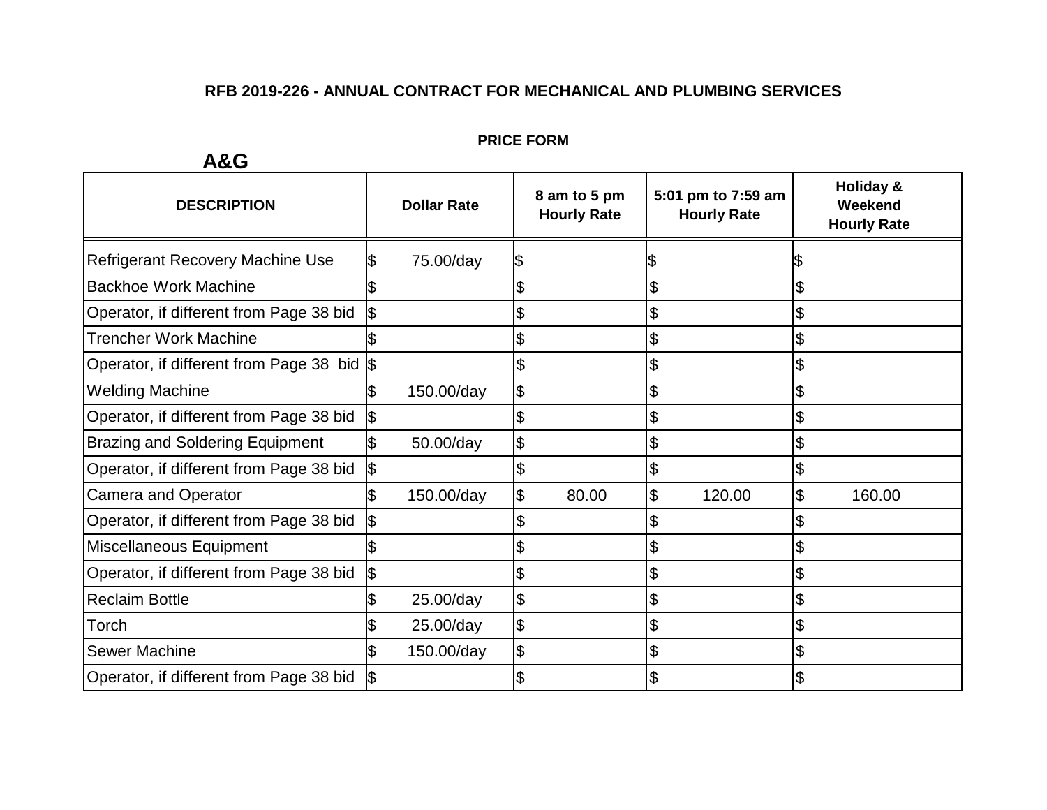**RFB 2019-226 - ANNUAL CONTRACT FOR MECHANICAL AND PLUMBING SERVICES**

**PRICE FORM**

**A&G**

| DESCRIPTION | Dollar Rate | 8 am to 5 pm Hourly Rate | 5:01 pm to 7:59 am Hourly Rate | Holiday & Weekend Hourly Rate |
|---|---|---|---|---|
| Refrigerant Recovery Machine Use | $ 75.00/day | $ | $ | $ |
| Backhoe Work Machine | $ | $ | $ | $ |
| Operator, if different from Page 38 bid | $ | $ | $ | $ |
| Trencher Work Machine | $ | $ | $ | $ |
| Operator, if different from Page 38 bid | $ | $ | $ | $ |
| Welding Machine | $ 150.00/day | $ | $ | $ |
| Operator, if different from Page 38 bid | $ | $ | $ | $ |
| Brazing and Soldering Equipment | $ 50.00/day | $ | $ | $ |
| Operator, if different from Page 38 bid | $ | $ | $ | $ |
| Camera and Operator | $ 150.00/day | $ 80.00 | $ 120.00 | $ 160.00 |
| Operator, if different from Page 38 bid | $ | $ | $ | $ |
| Miscellaneous Equipment | $ | $ | $ | $ |
| Operator, if different from Page 38 bid | $ | $ | $ | $ |
| Reclaim Bottle | $ 25.00/day | $ | $ | $ |
| Torch | $ 25.00/day | $ | $ | $ |
| Sewer Machine | $ 150.00/day | $ | $ | $ |
| Operator, if different from Page 38 bid | $ | $ | $ | $ |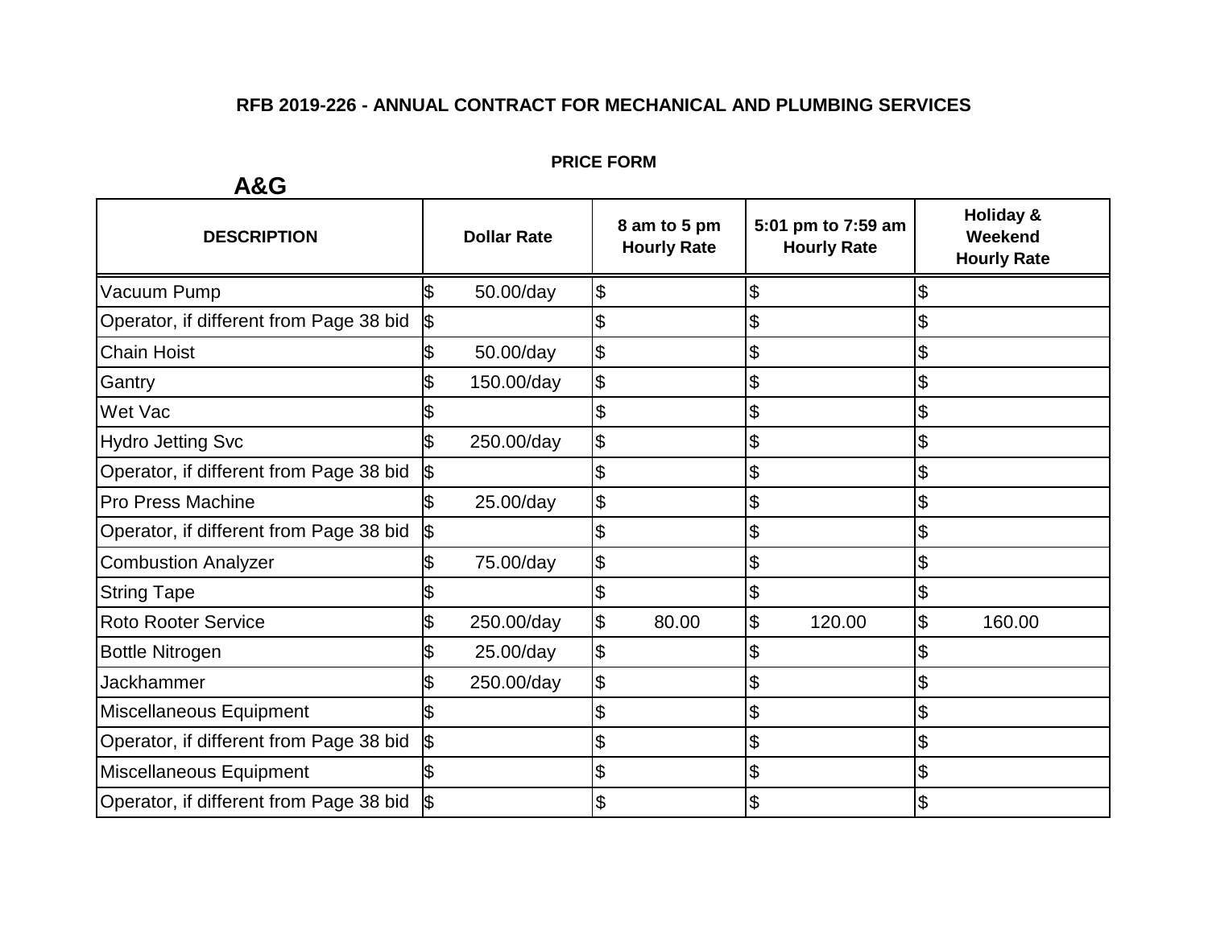**RFB 2019-226 - ANNUAL CONTRACT FOR MECHANICAL AND PLUMBING SERVICES**

**PRICE FORM**

**A&G**

| DESCRIPTION | Dollar Rate | 8 am to 5 pm Hourly Rate | 5:01 pm to 7:59 am Hourly Rate | Holiday & Weekend Hourly Rate |
|---|---|---|---|---|
| Vacuum Pump | $ 50.00/day | $ | $ | $ |
| Operator, if different from Page 38 bid | $ | $ | $ | $ |
| Chain Hoist | $ 50.00/day | $ | $ | $ |
| Gantry | $ 150.00/day | $ | $ | $ |
| Wet Vac | $ | $ | $ | $ |
| Hydro Jetting Svc | $ 250.00/day | $ | $ | $ |
| Operator, if different from Page 38 bid | $ | $ | $ | $ |
| Pro Press Machine | $ 25.00/day | $ | $ | $ |
| Operator, if different from Page 38 bid | $ | $ | $ | $ |
| Combustion Analyzer | $ 75.00/day | $ | $ | $ |
| String Tape | $ | $ | $ | $ |
| Roto Rooter Service | $ 250.00/day | $ 80.00 | $ 120.00 | $ 160.00 |
| Bottle Nitrogen | $ 25.00/day | $ | $ | $ |
| Jackhammer | $ 250.00/day | $ | $ | $ |
| Miscellaneous Equipment | $ | $ | $ | $ |
| Operator, if different from Page 38 bid | $ | $ | $ | $ |
| Miscellaneous Equipment | $ | $ | $ | $ |
| Operator, if different from Page 38 bid | $ | $ | $ | $ |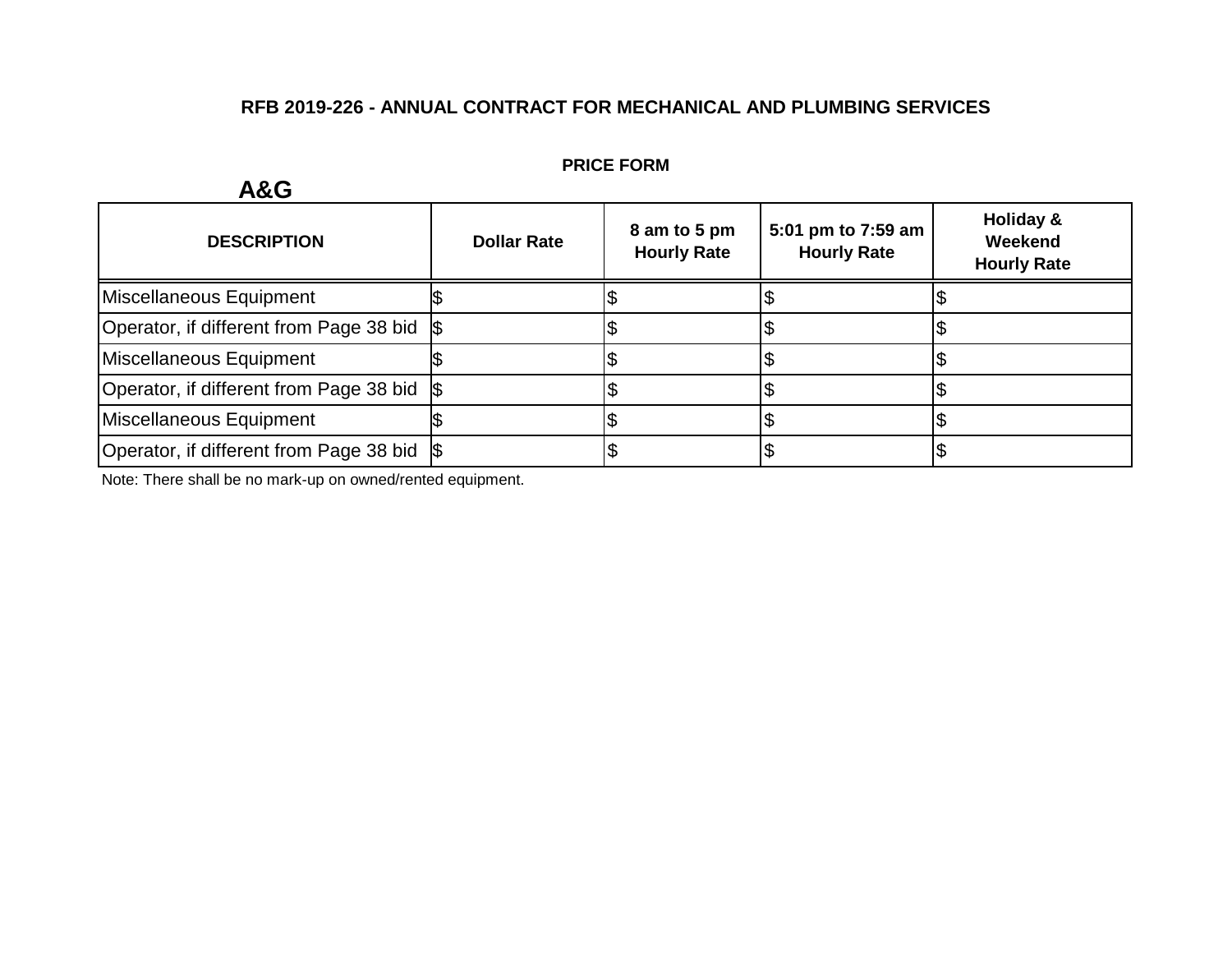**RFB 2019-226 - ANNUAL CONTRACT FOR MECHANICAL AND PLUMBING SERVICES**

**PRICE FORM**

**A&G**

| DESCRIPTION | Dollar Rate | 8 am to 5 pm Hourly Rate | 5:01 pm to 7:59 am Hourly Rate | Holiday & Weekend Hourly Rate |
|---|---|---|---|---|
| Miscellaneous Equipment | $ | $ | $ | $ |
| Operator, if different from Page 38 bid | $ | $ | $ | $ |
| Miscellaneous Equipment | $ | $ | $ | $ |
| Operator, if different from Page 38 bid | $ | $ | $ | $ |
| Miscellaneous Equipment | $ | $ | $ | $ |
| Operator, if different from Page 38 bid | $ | $ | $ | $ |

Note: There shall be no mark-up on owned/rented equipment.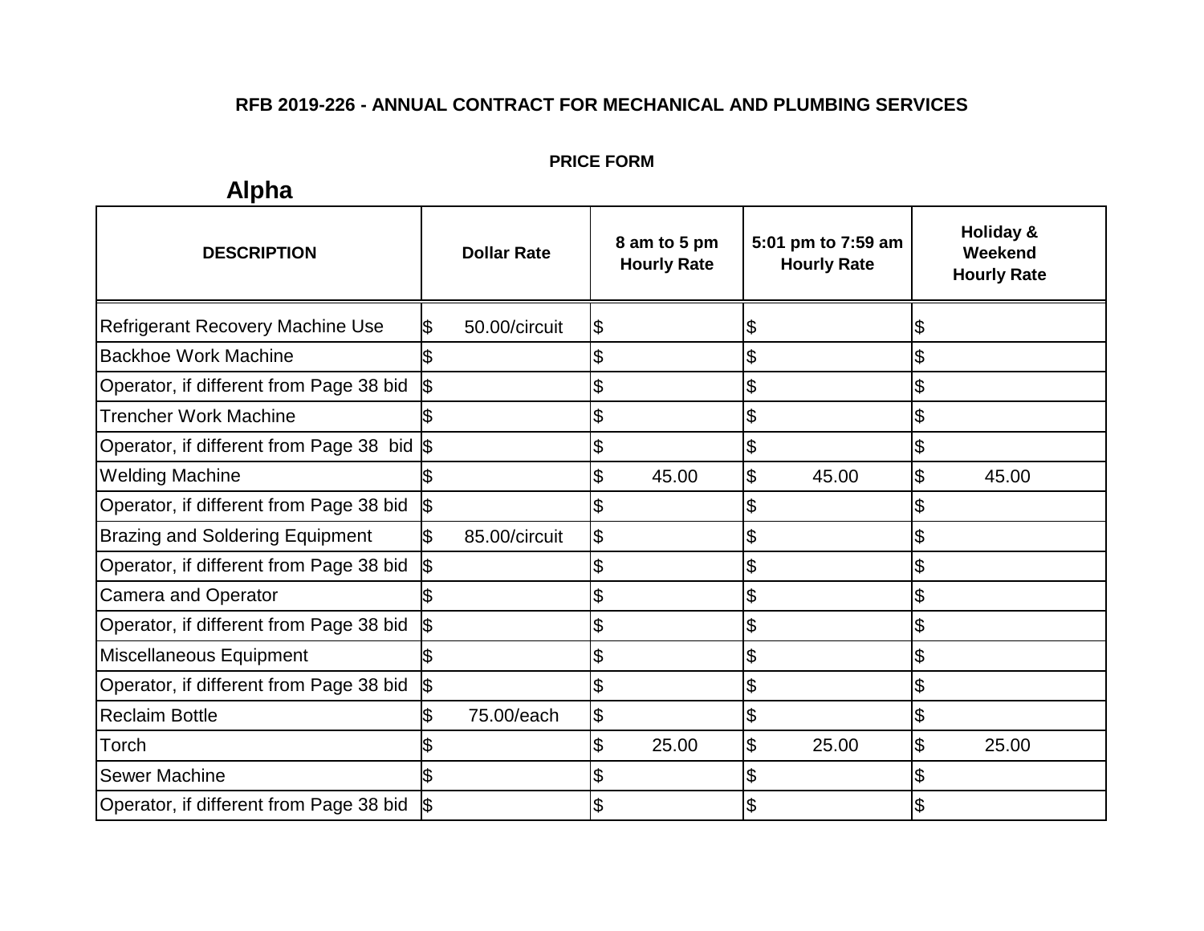**RFB 2019-226 - ANNUAL CONTRACT FOR MECHANICAL AND PLUMBING SERVICES**

**PRICE FORM**

## Alpha

| DESCRIPTION | Dollar Rate | 8 am to 5 pm Hourly Rate | 5:01 pm to 7:59 am Hourly Rate | Holiday & Weekend Hourly Rate |
|---|---|---|---|---|
| Refrigerant Recovery Machine Use | $ 50.00/circuit | $ | $ | $ |
| Backhoe Work Machine | $ | $ | $ | $ |
| Operator, if different from Page 38 bid | $ | $ | $ | $ |
| Trencher Work Machine | $ | $ | $ | $ |
| Operator, if different from Page 38 bid | $ | $ | $ | $ |
| Welding Machine | $ | $ 45.00 | $ 45.00 | $ 45.00 |
| Operator, if different from Page 38 bid | $ | $ | $ | $ |
| Brazing and Soldering Equipment | $ 85.00/circuit | $ | $ | $ |
| Operator, if different from Page 38 bid | $ | $ | $ | $ |
| Camera and Operator | $ | $ | $ | $ |
| Operator, if different from Page 38 bid | $ | $ | $ | $ |
| Miscellaneous Equipment | $ | $ | $ | $ |
| Operator, if different from Page 38 bid | $ | $ | $ | $ |
| Reclaim Bottle | $ 75.00/each | $ | $ | $ |
| Torch | $ | $ 25.00 | $ 25.00 | $ 25.00 |
| Sewer Machine | $ | $ | $ | $ |
| Operator, if different from Page 38 bid | $ | $ | $ | $ |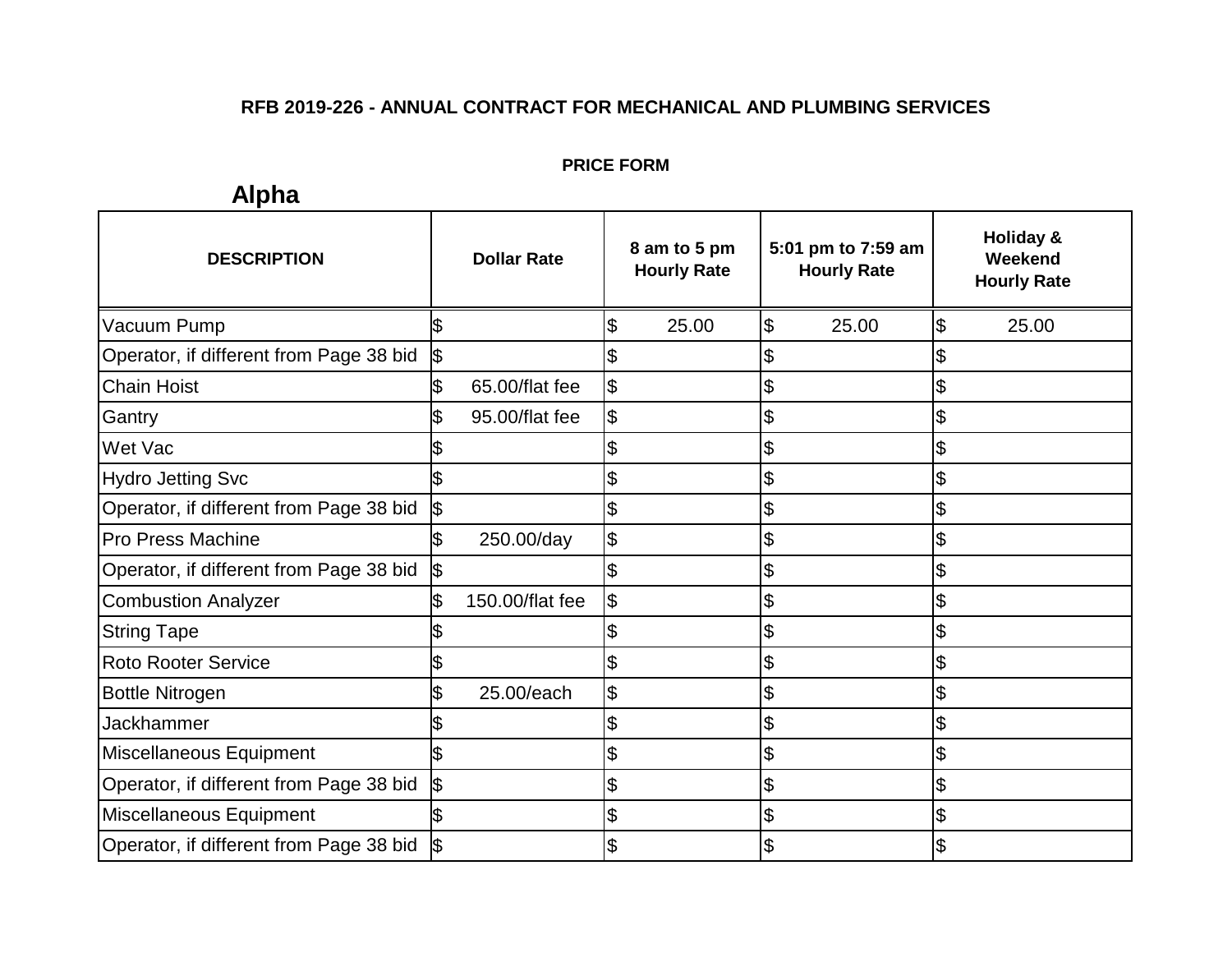**RFB 2019-226 - ANNUAL CONTRACT FOR MECHANICAL AND PLUMBING SERVICES**

**PRICE FORM**

## Alpha

| DESCRIPTION | Dollar Rate | 8 am to 5 pm Hourly Rate | 5:01 pm to 7:59 am Hourly Rate | Holiday & Weekend Hourly Rate |
|---|---|---|---|---|
| Vacuum Pump | $ | $ 25.00 | $ 25.00 | $ 25.00 |
| Operator, if different from Page 38 bid | $ | $ | $ | $ |
| Chain Hoist | $ 65.00/flat fee | $ | $ | $ |
| Gantry | $ 95.00/flat fee | $ | $ | $ |
| Wet Vac | $ | $ | $ | $ |
| Hydro Jetting Svc | $ | $ | $ | $ |
| Operator, if different from Page 38 bid | $ | $ | $ | $ |
| Pro Press Machine | $ 250.00/day | $ | $ | $ |
| Operator, if different from Page 38 bid | $ | $ | $ | $ |
| Combustion Analyzer | $ 150.00/flat fee | $ | $ | $ |
| String Tape | $ | $ | $ | $ |
| Roto Rooter Service | $ | $ | $ | $ |
| Bottle Nitrogen | $ 25.00/each | $ | $ | $ |
| Jackhammer | $ | $ | $ | $ |
| Miscellaneous Equipment | $ | $ | $ | $ |
| Operator, if different from Page 38 bid | $ | $ | $ | $ |
| Miscellaneous Equipment | $ | $ | $ | $ |
| Operator, if different from Page 38 bid | $ | $ | $ | $ |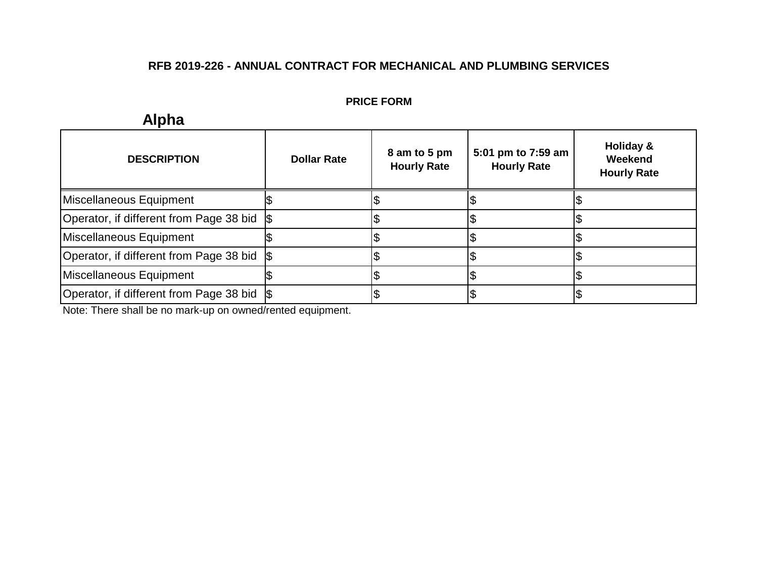**RFB 2019-226 - ANNUAL CONTRACT FOR MECHANICAL AND PLUMBING SERVICES**

**PRICE FORM**

## Alpha

| DESCRIPTION | Dollar Rate | 8 am to 5 pm Hourly Rate | 5:01 pm to 7:59 am Hourly Rate | Holiday & Weekend Hourly Rate |
|---|---|---|---|---|
| Miscellaneous Equipment | $ | $ | $ | $ |
| Operator, if different from Page 38 bid | $ | $ | $ | $ |
| Miscellaneous Equipment | $ | $ | $ | $ |
| Operator, if different from Page 38 bid | $ | $ | $ | $ |
| Miscellaneous Equipment | $ | $ | $ | $ |
| Operator, if different from Page 38 bid | $ | $ | $ | $ |

Note: There shall be no mark-up on owned/rented equipment.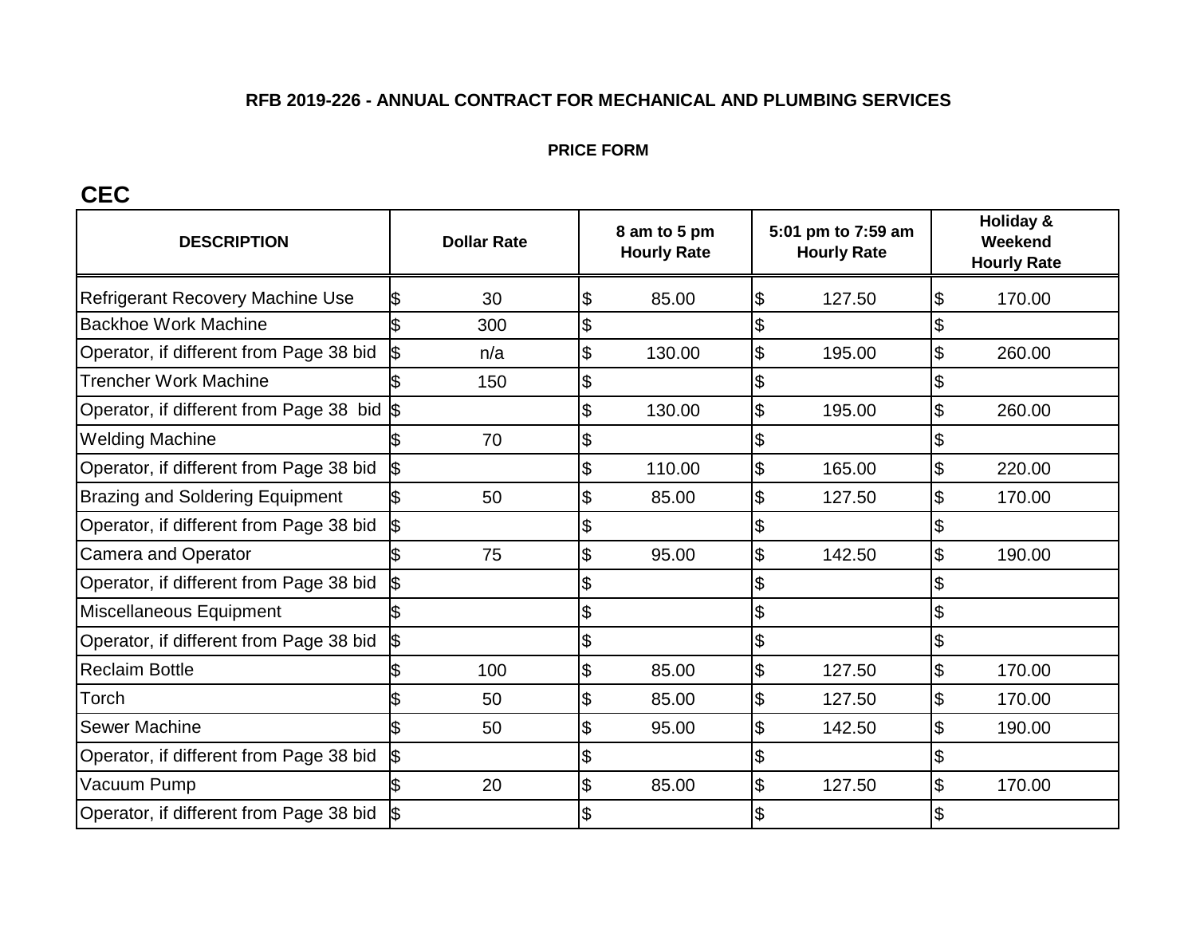**RFB 2019-226 - ANNUAL CONTRACT FOR MECHANICAL AND PLUMBING SERVICES**

**PRICE FORM**

## CEC

| DESCRIPTION | Dollar Rate | 8 am to 5 pm Hourly Rate | 5:01 pm to 7:59 am Hourly Rate | Holiday & Weekend Hourly Rate |
|---|---|---|---|---|
| Refrigerant Recovery Machine Use | $ 30 | $ 85.00 | $ 127.50 | $ 170.00 |
| Backhoe Work Machine | $ 300 | $ | $ | $ |
| Operator, if different from Page 38 bid | $ n/a | $ 130.00 | $ 195.00 | $ 260.00 |
| Trencher Work Machine | $ 150 | $ | $ | $ |
| Operator, if different from Page 38 bid | $ | $ 130.00 | $ 195.00 | $ 260.00 |
| Welding Machine | $ 70 | $ | $ | $ |
| Operator, if different from Page 38 bid | $ | $ 110.00 | $ 165.00 | $ 220.00 |
| Brazing and Soldering Equipment | $ 50 | $ 85.00 | $ 127.50 | $ 170.00 |
| Operator, if different from Page 38 bid | $ | $ | $ | $ |
| Camera and Operator | $ 75 | $ 95.00 | $ 142.50 | $ 190.00 |
| Operator, if different from Page 38 bid | $ | $ | $ | $ |
| Miscellaneous Equipment | $ | $ | $ | $ |
| Operator, if different from Page 38 bid | $ | $ | $ | $ |
| Reclaim Bottle | $ 100 | $ 85.00 | $ 127.50 | $ 170.00 |
| Torch | $ 50 | $ 85.00 | $ 127.50 | $ 170.00 |
| Sewer Machine | $ 50 | $ 95.00 | $ 142.50 | $ 190.00 |
| Operator, if different from Page 38 bid | $ | $ | $ | $ |
| Vacuum Pump | $ 20 | $ 85.00 | $ 127.50 | $ 170.00 |
| Operator, if different from Page 38 bid | $ | $ | $ | $ |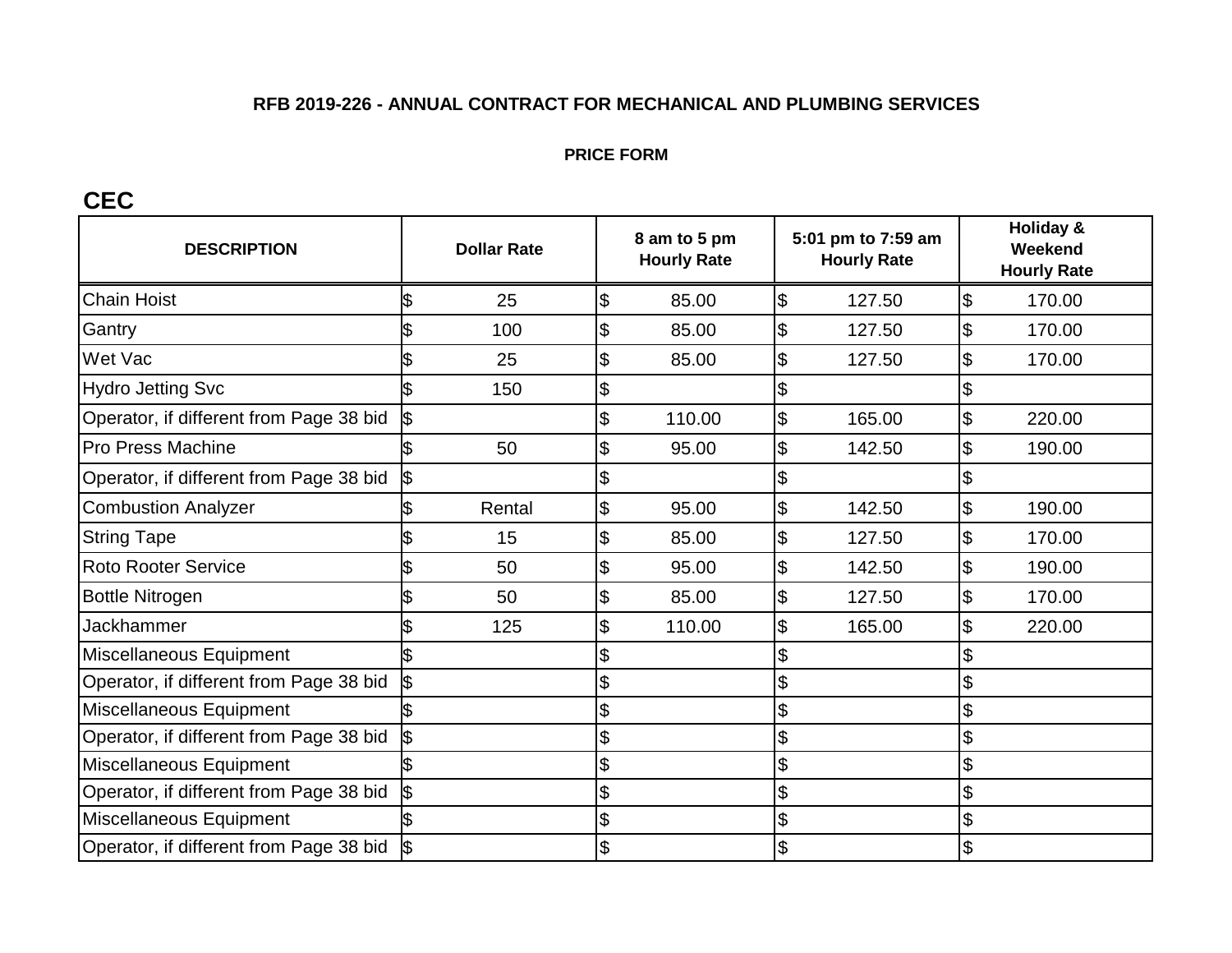**RFB 2019-226 - ANNUAL CONTRACT FOR MECHANICAL AND PLUMBING SERVICES**

**PRICE FORM**

## CEC

| DESCRIPTION | Dollar Rate | 8 am to 5 pm Hourly Rate | 5:01 pm to 7:59 am Hourly Rate | Holiday & Weekend Hourly Rate |
|---|---|---|---|---|
| Chain Hoist | $ 25 | $ 85.00 | $ 127.50 | $ 170.00 |
| Gantry | $ 100 | $ 85.00 | $ 127.50 | $ 170.00 |
| Wet Vac | $ 25 | $ 85.00 | $ 127.50 | $ 170.00 |
| Hydro Jetting Svc | $ 150 | $ | $ | $ |
| Operator, if different from Page 38 bid | $ | $ 110.00 | $ 165.00 | $ 220.00 |
| Pro Press Machine | $ 50 | $ 95.00 | $ 142.50 | $ 190.00 |
| Operator, if different from Page 38 bid | $ | $ | $ | $ |
| Combustion Analyzer | $ Rental | $ 95.00 | $ 142.50 | $ 190.00 |
| String Tape | $ 15 | $ 85.00 | $ 127.50 | $ 170.00 |
| Roto Rooter Service | $ 50 | $ 95.00 | $ 142.50 | $ 190.00 |
| Bottle Nitrogen | $ 50 | $ 85.00 | $ 127.50 | $ 170.00 |
| Jackhammer | $ 125 | $ 110.00 | $ 165.00 | $ 220.00 |
| Miscellaneous Equipment | $ | $ | $ | $ |
| Operator, if different from Page 38 bid | $ | $ | $ | $ |
| Miscellaneous Equipment | $ | $ | $ | $ |
| Operator, if different from Page 38 bid | $ | $ | $ | $ |
| Miscellaneous Equipment | $ | $ | $ | $ |
| Operator, if different from Page 38 bid | $ | $ | $ | $ |
| Miscellaneous Equipment | $ | $ | $ | $ |
| Operator, if different from Page 38 bid | $ | $ | $ | $ |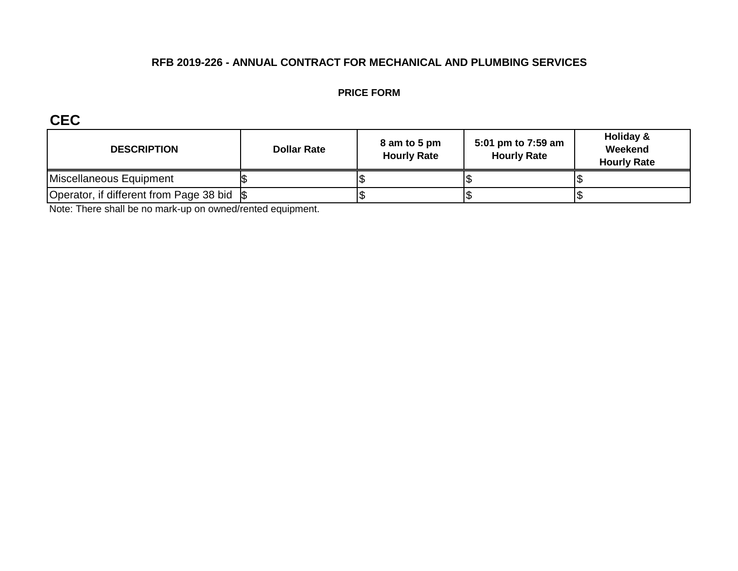**RFB 2019-226 - ANNUAL CONTRACT FOR MECHANICAL AND PLUMBING SERVICES**

**PRICE FORM**

## CEC

| DESCRIPTION | Dollar Rate | 8 am to 5 pm Hourly Rate | 5:01 pm to 7:59 am Hourly Rate | Holiday & Weekend Hourly Rate |
|---|---|---|---|---|
| Miscellaneous Equipment | $ | $ | $ | $ |
| Operator, if different from Page 38 bid | $ | $ | $ | $ |

Note: There shall be no mark-up on owned/rented equipment.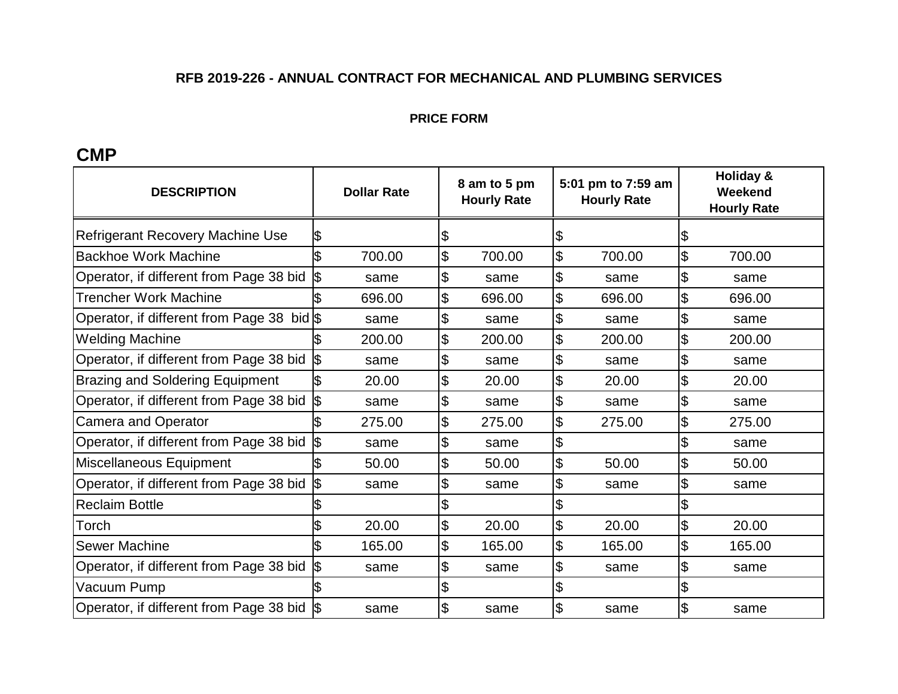**RFB 2019-226 - ANNUAL CONTRACT FOR MECHANICAL AND PLUMBING SERVICES**

**PRICE FORM**

## CMP

| DESCRIPTION | Dollar Rate | 8 am to 5 pm Hourly Rate | 5:01 pm to 7:59 am Hourly Rate | Holiday & Weekend Hourly Rate |
|---|---|---|---|---|
| Refrigerant Recovery Machine Use | $ | $ | $ | $ |
| Backhoe Work Machine | $ 700.00 | $ 700.00 | $ 700.00 | $ 700.00 |
| Operator, if different from Page 38 bid | $ same | $ same | $ same | $ same |
| Trencher Work Machine | $ 696.00 | $ 696.00 | $ 696.00 | $ 696.00 |
| Operator, if different from Page 38 bid | $ same | $ same | $ same | $ same |
| Welding Machine | $ 200.00 | $ 200.00 | $ 200.00 | $ 200.00 |
| Operator, if different from Page 38 bid | $ same | $ same | $ same | $ same |
| Brazing and Soldering Equipment | $ 20.00 | $ 20.00 | $ 20.00 | $ 20.00 |
| Operator, if different from Page 38 bid | $ same | $ same | $ same | $ same |
| Camera and Operator | $ 275.00 | $ 275.00 | $ 275.00 | $ 275.00 |
| Operator, if different from Page 38 bid | $ same | $ same | $ | $ same |
| Miscellaneous Equipment | $ 50.00 | $ 50.00 | $ 50.00 | $ 50.00 |
| Operator, if different from Page 38 bid | $ same | $ same | $ same | $ same |
| Reclaim Bottle | $ | $ | $ | $ |
| Torch | $ 20.00 | $ 20.00 | $ 20.00 | $ 20.00 |
| Sewer Machine | $ 165.00 | $ 165.00 | $ 165.00 | $ 165.00 |
| Operator, if different from Page 38 bid | $ same | $ same | $ same | $ same |
| Vacuum Pump | $ | $ | $ | $ |
| Operator, if different from Page 38 bid | $ same | $ same | $ same | $ same |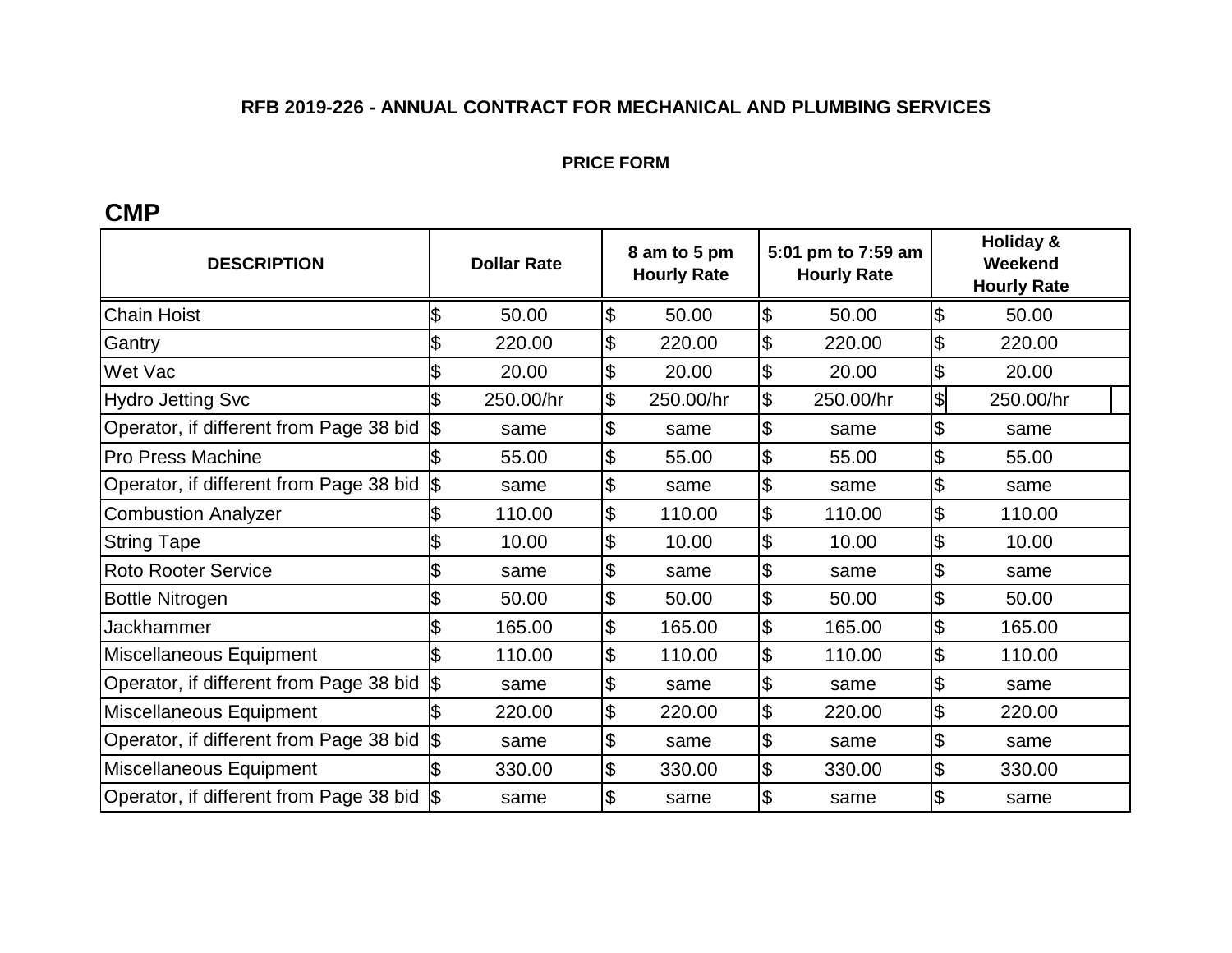**RFB 2019-226 - ANNUAL CONTRACT FOR MECHANICAL AND PLUMBING SERVICES**

**PRICE FORM**

## CMP

| DESCRIPTION | Dollar Rate | 8 am to 5 pm Hourly Rate | 5:01 pm to 7:59 am Hourly Rate | Holiday & Weekend Hourly Rate |
|---|---|---|---|---|
| Chain Hoist | $ 50.00 | $ 50.00 | $ 50.00 | $ 50.00 |
| Gantry | $ 220.00 | $ 220.00 | $ 220.00 | $ 220.00 |
| Wet Vac | $ 20.00 | $ 20.00 | $ 20.00 | $ 20.00 |
| Hydro Jetting Svc | $ 250.00/hr | $ 250.00/hr | $ 250.00/hr | $ 250.00/hr |
| Operator, if different from Page 38 bid | $ same | $ same | $ same | $ same |
| Pro Press Machine | $ 55.00 | $ 55.00 | $ 55.00 | $ 55.00 |
| Operator, if different from Page 38 bid | $ same | $ same | $ same | $ same |
| Combustion Analyzer | $ 110.00 | $ 110.00 | $ 110.00 | $ 110.00 |
| String Tape | $ 10.00 | $ 10.00 | $ 10.00 | $ 10.00 |
| Roto Rooter Service | $ same | $ same | $ same | $ same |
| Bottle Nitrogen | $ 50.00 | $ 50.00 | $ 50.00 | $ 50.00 |
| Jackhammer | $ 165.00 | $ 165.00 | $ 165.00 | $ 165.00 |
| Miscellaneous Equipment | $ 110.00 | $ 110.00 | $ 110.00 | $ 110.00 |
| Operator, if different from Page 38 bid | $ same | $ same | $ same | $ same |
| Miscellaneous Equipment | $ 220.00 | $ 220.00 | $ 220.00 | $ 220.00 |
| Operator, if different from Page 38 bid | $ same | $ same | $ same | $ same |
| Miscellaneous Equipment | $ 330.00 | $ 330.00 | $ 330.00 | $ 330.00 |
| Operator, if different from Page 38 bid | $ same | $ same | $ same | $ same |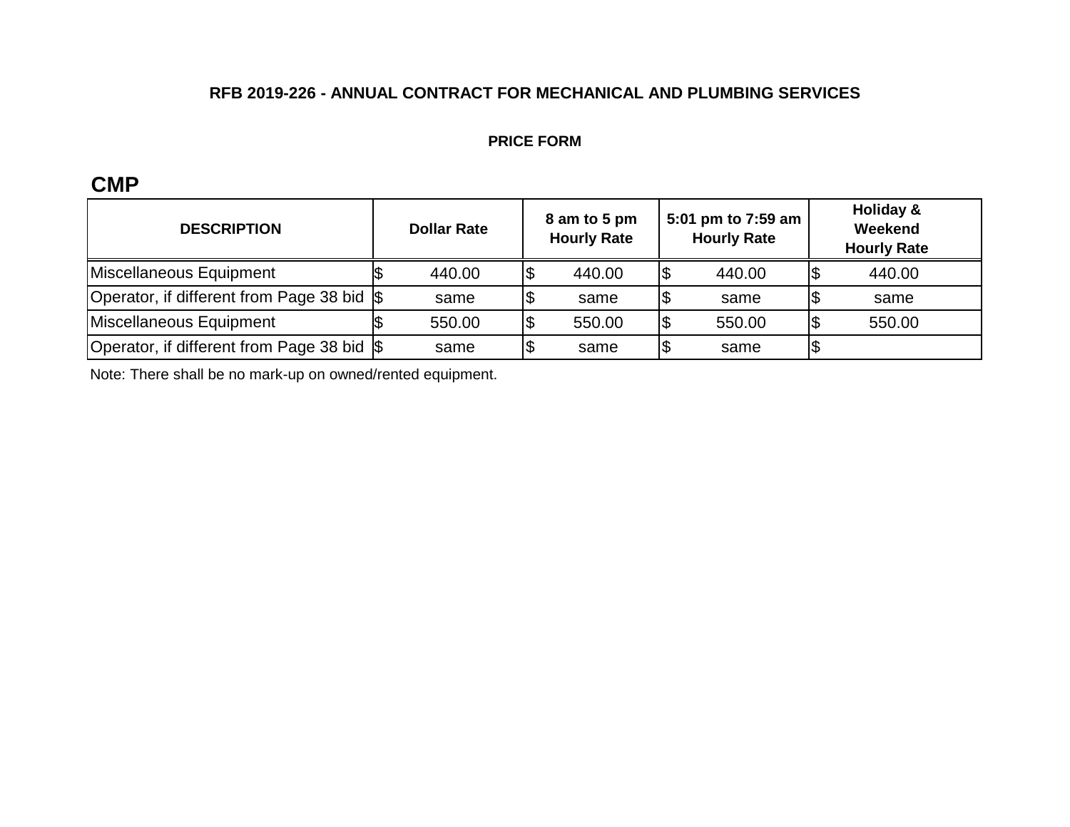**RFB 2019-226 - ANNUAL CONTRACT FOR MECHANICAL AND PLUMBING SERVICES**

**PRICE FORM**

## CMP

| DESCRIPTION | Dollar Rate | 8 am to 5 pm Hourly Rate | 5:01 pm to 7:59 am Hourly Rate | Holiday & Weekend Hourly Rate |
|---|---|---|---|---|
| Miscellaneous Equipment | $ 440.00 | $ 440.00 | $ 440.00 | $ 440.00 |
| Operator, if different from Page 38 bid | $ same | $ same | $ same | $ same |
| Miscellaneous Equipment | $ 550.00 | $ 550.00 | $ 550.00 | $ 550.00 |
| Operator, if different from Page 38 bid | $ same | $ same | $ same | $ |

Note: There shall be no mark-up on owned/rented equipment.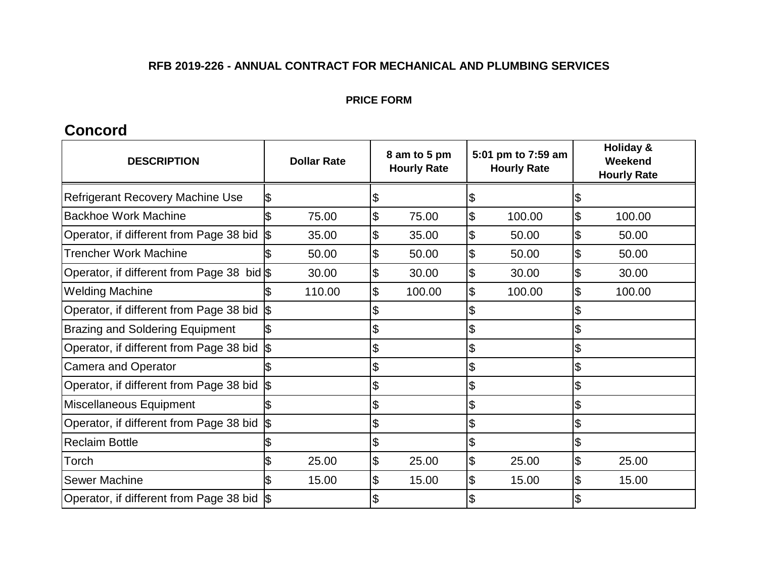**RFB 2019-226 - ANNUAL CONTRACT FOR MECHANICAL AND PLUMBING SERVICES**

**PRICE FORM**

## Concord

| DESCRIPTION | Dollar Rate | 8 am to 5 pm Hourly Rate | 5:01 pm to 7:59 am Hourly Rate | Holiday & Weekend Hourly Rate |
|---|---|---|---|---|
| Refrigerant Recovery Machine Use | $ | $ | $ | $ |
| Backhoe Work Machine | $ 75.00 | $ 75.00 | $ 100.00 | $ 100.00 |
| Operator, if different from Page 38 bid | $ 35.00 | $ 35.00 | $ 50.00 | $ 50.00 |
| Trencher Work Machine | $ 50.00 | $ 50.00 | $ 50.00 | $ 50.00 |
| Operator, if different from Page 38 bid | $ 30.00 | $ 30.00 | $ 30.00 | $ 30.00 |
| Welding Machine | $ 110.00 | $ 100.00 | $ 100.00 | $ 100.00 |
| Operator, if different from Page 38 bid | $ | $ | $ | $ |
| Brazing and Soldering Equipment | $ | $ | $ | $ |
| Operator, if different from Page 38 bid | $ | $ | $ | $ |
| Camera and Operator | $ | $ | $ | $ |
| Operator, if different from Page 38 bid | $ | $ | $ | $ |
| Miscellaneous Equipment | $ | $ | $ | $ |
| Operator, if different from Page 38 bid | $ | $ | $ | $ |
| Reclaim Bottle | $ | $ | $ | $ |
| Torch | $ 25.00 | $ 25.00 | $ 25.00 | $ 25.00 |
| Sewer Machine | $ 15.00 | $ 15.00 | $ 15.00 | $ 15.00 |
| Operator, if different from Page 38 bid | $ | $ | $ | $ |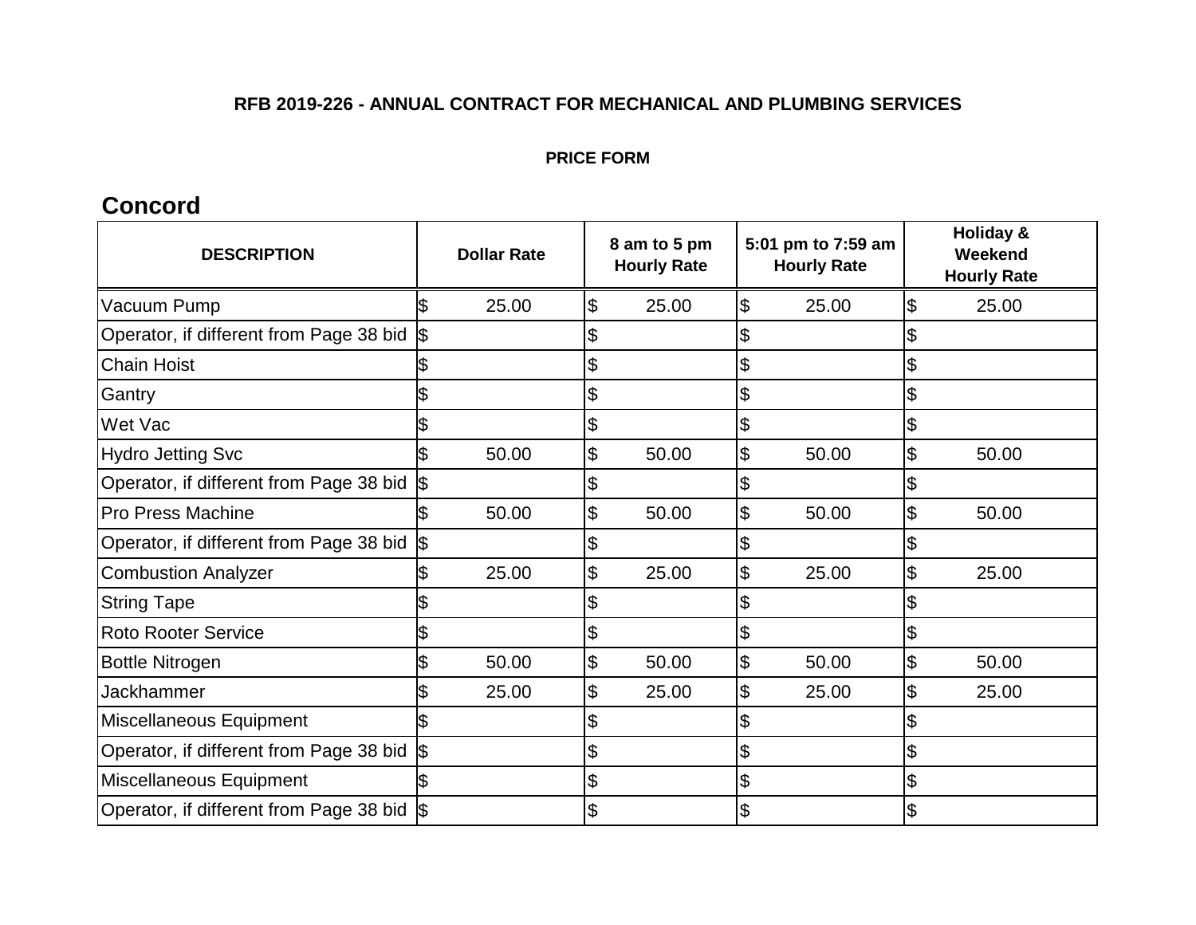**RFB 2019-226 - ANNUAL CONTRACT FOR MECHANICAL AND PLUMBING SERVICES**

**PRICE FORM**

## Concord

| DESCRIPTION | Dollar Rate | 8 am to 5 pm Hourly Rate | 5:01 pm to 7:59 am Hourly Rate | Holiday & Weekend Hourly Rate |
|---|---|---|---|---|
| Vacuum Pump | $ 25.00 | $ 25.00 | $ 25.00 | $ 25.00 |
| Operator, if different from Page 38 bid | $ | $ | $ | $ |
| Chain Hoist | $ | $ | $ | $ |
| Gantry | $ | $ | $ | $ |
| Wet Vac | $ | $ | $ | $ |
| Hydro Jetting Svc | $ 50.00 | $ 50.00 | $ 50.00 | $ 50.00 |
| Operator, if different from Page 38 bid | $ | $ | $ | $ |
| Pro Press Machine | $ 50.00 | $ 50.00 | $ 50.00 | $ 50.00 |
| Operator, if different from Page 38 bid | $ | $ | $ | $ |
| Combustion Analyzer | $ 25.00 | $ 25.00 | $ 25.00 | $ 25.00 |
| String Tape | $ | $ | $ | $ |
| Roto Rooter Service | $ | $ | $ | $ |
| Bottle Nitrogen | $ 50.00 | $ 50.00 | $ 50.00 | $ 50.00 |
| Jackhammer | $ 25.00 | $ 25.00 | $ 25.00 | $ 25.00 |
| Miscellaneous Equipment | $ | $ | $ | $ |
| Operator, if different from Page 38 bid | $ | $ | $ | $ |
| Miscellaneous Equipment | $ | $ | $ | $ |
| Operator, if different from Page 38 bid | $ | $ | $ | $ |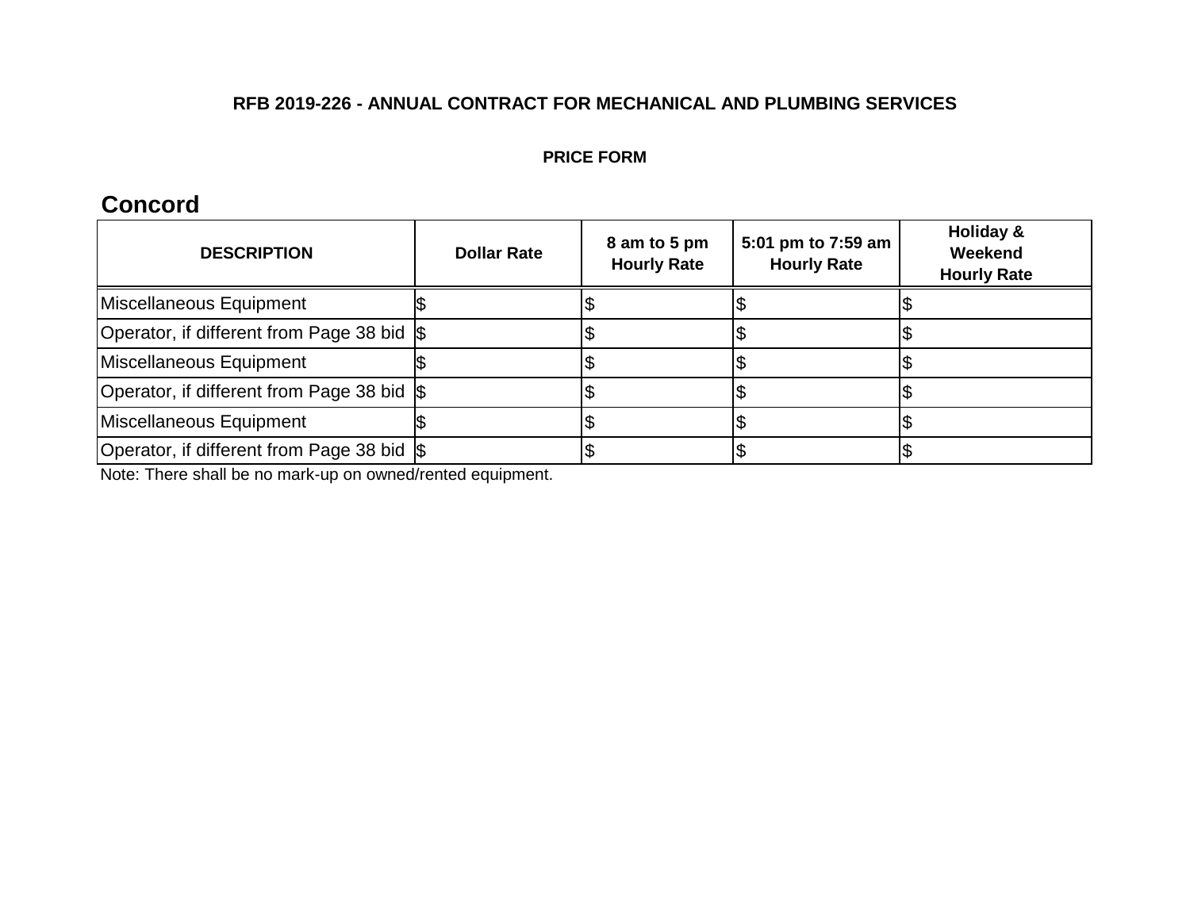**RFB 2019-226 - ANNUAL CONTRACT FOR MECHANICAL AND PLUMBING SERVICES**

**PRICE FORM**

## Concord

| DESCRIPTION | Dollar Rate | 8 am to 5 pm Hourly Rate | 5:01 pm to 7:59 am Hourly Rate | Holiday & Weekend Hourly Rate |
|---|---|---|---|---|
| Miscellaneous Equipment | $ | $ | $ | $ |
| Operator, if different from Page 38 bid | $ | $ | $ | $ |
| Miscellaneous Equipment | $ | $ | $ | $ |
| Operator, if different from Page 38 bid | $ | $ | $ | $ |
| Miscellaneous Equipment | $ | $ | $ | $ |
| Operator, if different from Page 38 bid | $ | $ | $ | $ |

Note: There shall be no mark-up on owned/rented equipment.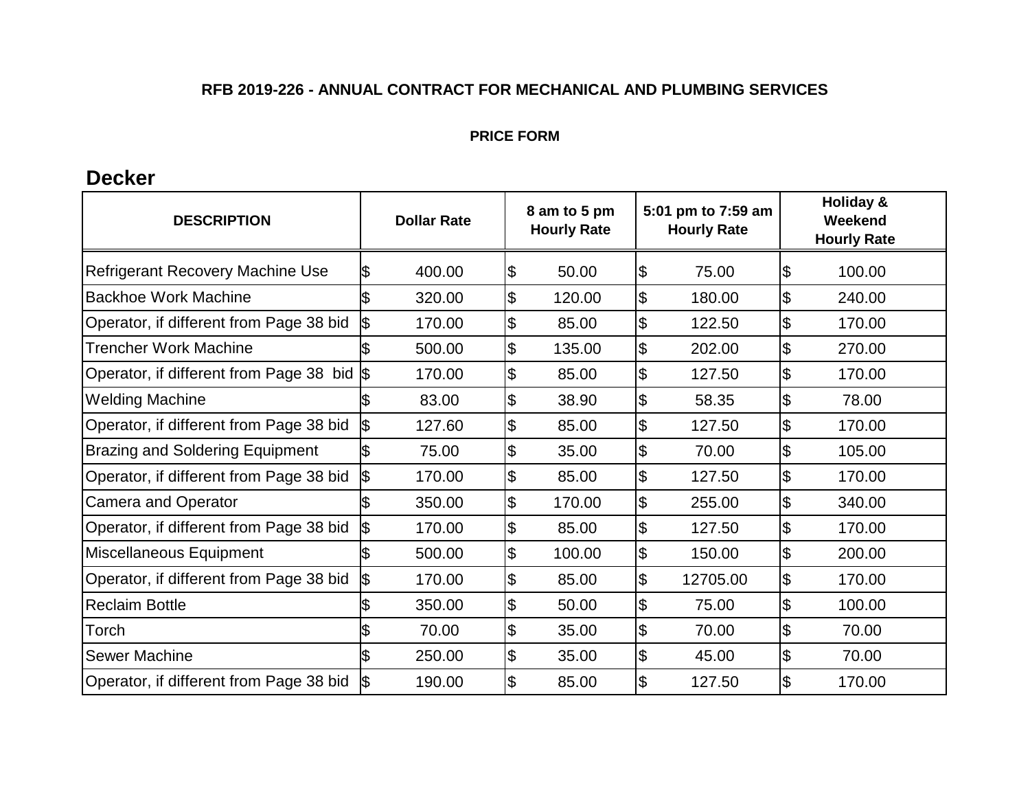**RFB 2019-226 - ANNUAL CONTRACT FOR MECHANICAL AND PLUMBING SERVICES**

**PRICE FORM**

## Decker

| DESCRIPTION | Dollar Rate | 8 am to 5 pm Hourly Rate | 5:01 pm to 7:59 am Hourly Rate | Holiday & Weekend Hourly Rate |
|---|---|---|---|---|
| Refrigerant Recovery Machine Use | $ 400.00 | $ 50.00 | $ 75.00 | $ 100.00 |
| Backhoe Work Machine | $ 320.00 | $ 120.00 | $ 180.00 | $ 240.00 |
| Operator, if different from Page 38 bid | $ 170.00 | $ 85.00 | $ 122.50 | $ 170.00 |
| Trencher Work Machine | $ 500.00 | $ 135.00 | $ 202.00 | $ 270.00 |
| Operator, if different from Page 38 bid | $ 170.00 | $ 85.00 | $ 127.50 | $ 170.00 |
| Welding Machine | $ 83.00 | $ 38.90 | $ 58.35 | $ 78.00 |
| Operator, if different from Page 38 bid | $ 127.60 | $ 85.00 | $ 127.50 | $ 170.00 |
| Brazing and Soldering Equipment | $ 75.00 | $ 35.00 | $ 70.00 | $ 105.00 |
| Operator, if different from Page 38 bid | $ 170.00 | $ 85.00 | $ 127.50 | $ 170.00 |
| Camera and Operator | $ 350.00 | $ 170.00 | $ 255.00 | $ 340.00 |
| Operator, if different from Page 38 bid | $ 170.00 | $ 85.00 | $ 127.50 | $ 170.00 |
| Miscellaneous Equipment | $ 500.00 | $ 100.00 | $ 150.00 | $ 200.00 |
| Operator, if different from Page 38 bid | $ 170.00 | $ 85.00 | $ 12705.00 | $ 170.00 |
| Reclaim Bottle | $ 350.00 | $ 50.00 | $ 75.00 | $ 100.00 |
| Torch | $ 70.00 | $ 35.00 | $ 70.00 | $ 70.00 |
| Sewer Machine | $ 250.00 | $ 35.00 | $ 45.00 | $ 70.00 |
| Operator, if different from Page 38 bid | $ 190.00 | $ 85.00 | $ 127.50 | $ 170.00 |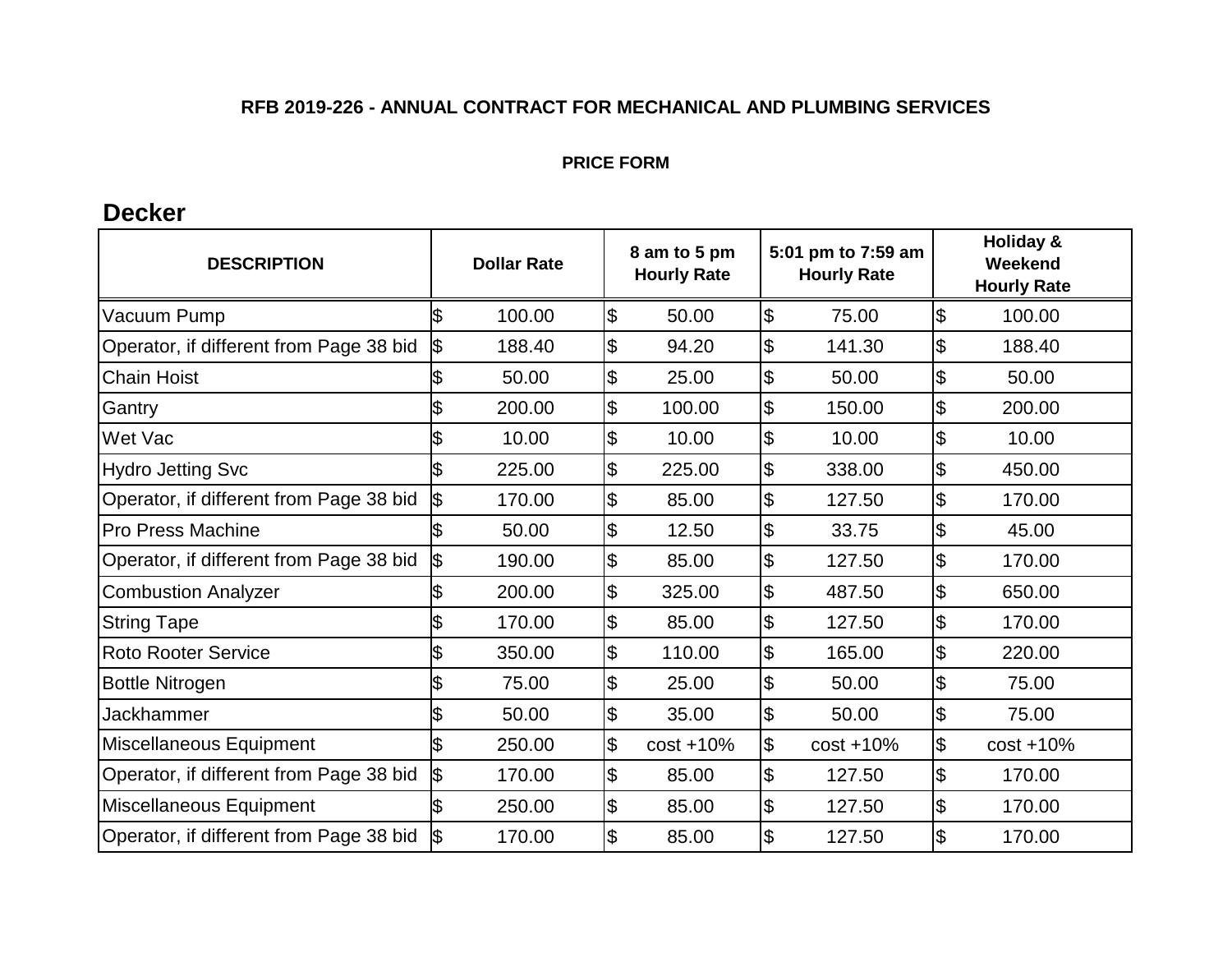**RFB 2019-226 - ANNUAL CONTRACT FOR MECHANICAL AND PLUMBING SERVICES**

**PRICE FORM**

## Decker

| DESCRIPTION | Dollar Rate | 8 am to 5 pm Hourly Rate | 5:01 pm to 7:59 am Hourly Rate | Holiday & Weekend Hourly Rate |
|---|---|---|---|---|
| Vacuum Pump | $ 100.00 | $ 50.00 | $ 75.00 | $ 100.00 |
| Operator, if different from Page 38 bid | $ 188.40 | $ 94.20 | $ 141.30 | $ 188.40 |
| Chain Hoist | $ 50.00 | $ 25.00 | $ 50.00 | $ 50.00 |
| Gantry | $ 200.00 | $ 100.00 | $ 150.00 | $ 200.00 |
| Wet Vac | $ 10.00 | $ 10.00 | $ 10.00 | $ 10.00 |
| Hydro Jetting Svc | $ 225.00 | $ 225.00 | $ 338.00 | $ 450.00 |
| Operator, if different from Page 38 bid | $ 170.00 | $ 85.00 | $ 127.50 | $ 170.00 |
| Pro Press Machine | $ 50.00 | $ 12.50 | $ 33.75 | $ 45.00 |
| Operator, if different from Page 38 bid | $ 190.00 | $ 85.00 | $ 127.50 | $ 170.00 |
| Combustion Analyzer | $ 200.00 | $ 325.00 | $ 487.50 | $ 650.00 |
| String Tape | $ 170.00 | $ 85.00 | $ 127.50 | $ 170.00 |
| Roto Rooter Service | $ 350.00 | $ 110.00 | $ 165.00 | $ 220.00 |
| Bottle Nitrogen | $ 75.00 | $ 25.00 | $ 50.00 | $ 75.00 |
| Jackhammer | $ 50.00 | $ 35.00 | $ 50.00 | $ 75.00 |
| Miscellaneous Equipment | $ 250.00 | $ cost +10% | $ cost +10% | $ cost +10% |
| Operator, if different from Page 38 bid | $ 170.00 | $ 85.00 | $ 127.50 | $ 170.00 |
| Miscellaneous Equipment | $ 250.00 | $ 85.00 | $ 127.50 | $ 170.00 |
| Operator, if different from Page 38 bid | $ 170.00 | $ 85.00 | $ 127.50 | $ 170.00 |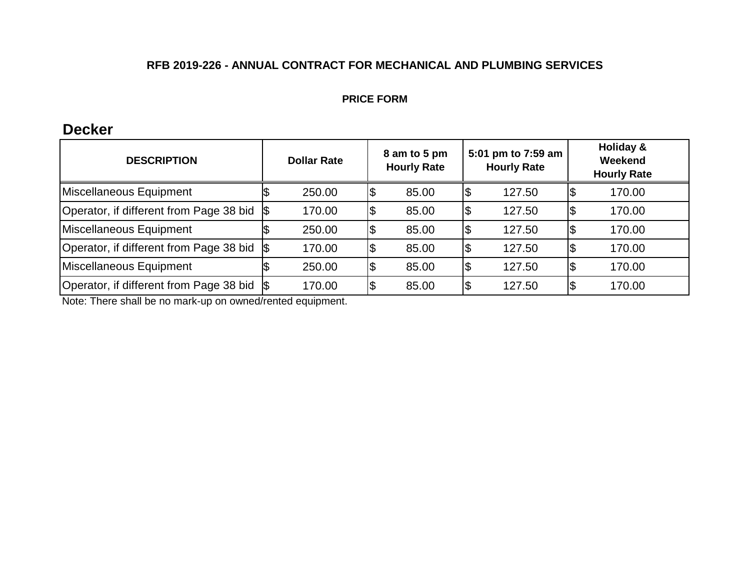**RFB 2019-226 - ANNUAL CONTRACT FOR MECHANICAL AND PLUMBING SERVICES**

**PRICE FORM**

## Decker

| DESCRIPTION | Dollar Rate | 8 am to 5 pm Hourly Rate | 5:01 pm to 7:59 am Hourly Rate | Holiday & Weekend Hourly Rate |
|---|---|---|---|---|
| Miscellaneous Equipment | $ 250.00 | $ 85.00 | $ 127.50 | $ 170.00 |
| Operator, if different from Page 38 bid | $ 170.00 | $ 85.00 | $ 127.50 | $ 170.00 |
| Miscellaneous Equipment | $ 250.00 | $ 85.00 | $ 127.50 | $ 170.00 |
| Operator, if different from Page 38 bid | $ 170.00 | $ 85.00 | $ 127.50 | $ 170.00 |
| Miscellaneous Equipment | $ 250.00 | $ 85.00 | $ 127.50 | $ 170.00 |
| Operator, if different from Page 38 bid | $ 170.00 | $ 85.00 | $ 127.50 | $ 170.00 |

Note: There shall be no mark-up on owned/rented equipment.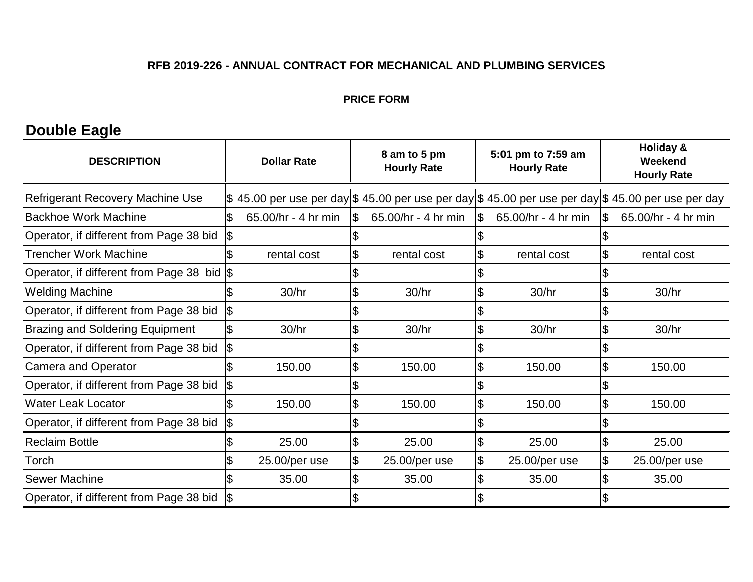**RFB 2019-226 - ANNUAL CONTRACT FOR MECHANICAL AND PLUMBING SERVICES**

**PRICE FORM**

## Double Eagle

| DESCRIPTION | Dollar Rate | 8 am to 5 pm Hourly Rate | 5:01 pm to 7:59 am Hourly Rate | Holiday & Weekend Hourly Rate |
|---|---|---|---|---|
| Refrigerant Recovery Machine Use | $ 45.00 per use per day | $ 45.00 per use per day | $ 45.00 per use per day | $ 45.00 per use per day |
| Backhoe Work Machine | $ 65.00/hr - 4 hr min | $ 65.00/hr - 4 hr min | $ 65.00/hr - 4 hr min | $ 65.00/hr - 4 hr min |
| Operator, if different from Page 38 bid | $ | $ | $ | $ |
| Trencher Work Machine | $ rental cost | $ rental cost | $ rental cost | $ rental cost |
| Operator, if different from Page 38 bid | $ | $ | $ | $ |
| Welding Machine | $ 30/hr | $ 30/hr | $ 30/hr | $ 30/hr |
| Operator, if different from Page 38 bid | $ | $ | $ | $ |
| Brazing and Soldering Equipment | $ 30/hr | $ 30/hr | $ 30/hr | $ 30/hr |
| Operator, if different from Page 38 bid | $ | $ | $ | $ |
| Camera and Operator | $ 150.00 | $ 150.00 | $ 150.00 | $ 150.00 |
| Operator, if different from Page 38 bid | $ | $ | $ | $ |
| Water Leak Locator | $ 150.00 | $ 150.00 | $ 150.00 | $ 150.00 |
| Operator, if different from Page 38 bid | $ | $ | $ | $ |
| Reclaim Bottle | $ 25.00 | $ 25.00 | $ 25.00 | $ 25.00 |
| Torch | $ 25.00/per use | $ 25.00/per use | $ 25.00/per use | $ 25.00/per use |
| Sewer Machine | $ 35.00 | $ 35.00 | $ 35.00 | $ 35.00 |
| Operator, if different from Page 38 bid | $ | $ | $ | $ |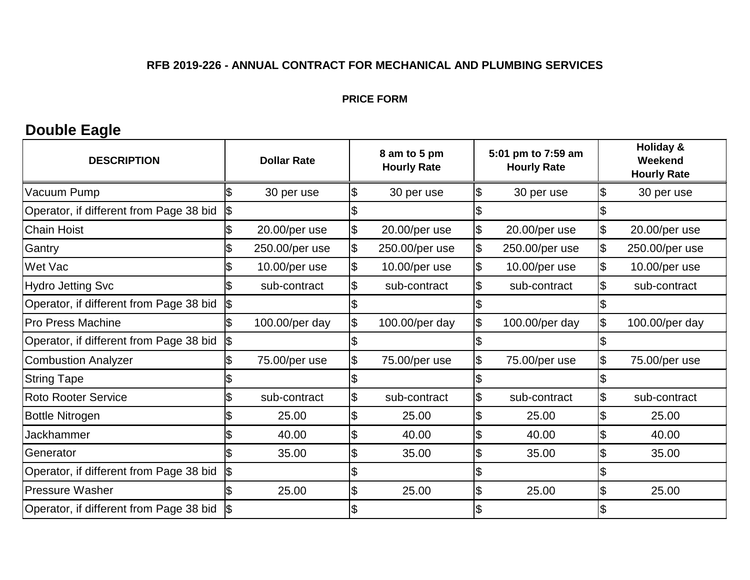**RFB 2019-226 - ANNUAL CONTRACT FOR MECHANICAL AND PLUMBING SERVICES**

**PRICE FORM**

## Double Eagle

| DESCRIPTION | Dollar Rate | 8 am to 5 pm Hourly Rate | 5:01 pm to 7:59 am Hourly Rate | Holiday & Weekend Hourly Rate |
|---|---|---|---|---|
| Vacuum Pump | $ 30 per use | $ 30 per use | $ 30 per use | $ 30 per use |
| Operator, if different from Page 38 bid | $ | $ | $ | $ |
| Chain Hoist | $ 20.00/per use | $ 20.00/per use | $ 20.00/per use | $ 20.00/per use |
| Gantry | $ 250.00/per use | $ 250.00/per use | $ 250.00/per use | $ 250.00/per use |
| Wet Vac | $ 10.00/per use | $ 10.00/per use | $ 10.00/per use | $ 10.00/per use |
| Hydro Jetting Svc | $ sub-contract | $ sub-contract | $ sub-contract | $ sub-contract |
| Operator, if different from Page 38 bid | $ | $ | $ | $ |
| Pro Press Machine | $ 100.00/per day | $ 100.00/per day | $ 100.00/per day | $ 100.00/per day |
| Operator, if different from Page 38 bid | $ | $ | $ | $ |
| Combustion Analyzer | $ 75.00/per use | $ 75.00/per use | $ 75.00/per use | $ 75.00/per use |
| String Tape | $ | $ | $ | $ |
| Roto Rooter Service | $ sub-contract | $ sub-contract | $ sub-contract | $ sub-contract |
| Bottle Nitrogen | $ 25.00 | $ 25.00 | $ 25.00 | $ 25.00 |
| Jackhammer | $ 40.00 | $ 40.00 | $ 40.00 | $ 40.00 |
| Generator | $ 35.00 | $ 35.00 | $ 35.00 | $ 35.00 |
| Operator, if different from Page 38 bid | $ | $ | $ | $ |
| Pressure Washer | $ 25.00 | $ 25.00 | $ 25.00 | $ 25.00 |
| Operator, if different from Page 38 bid | $ | $ | $ | $ |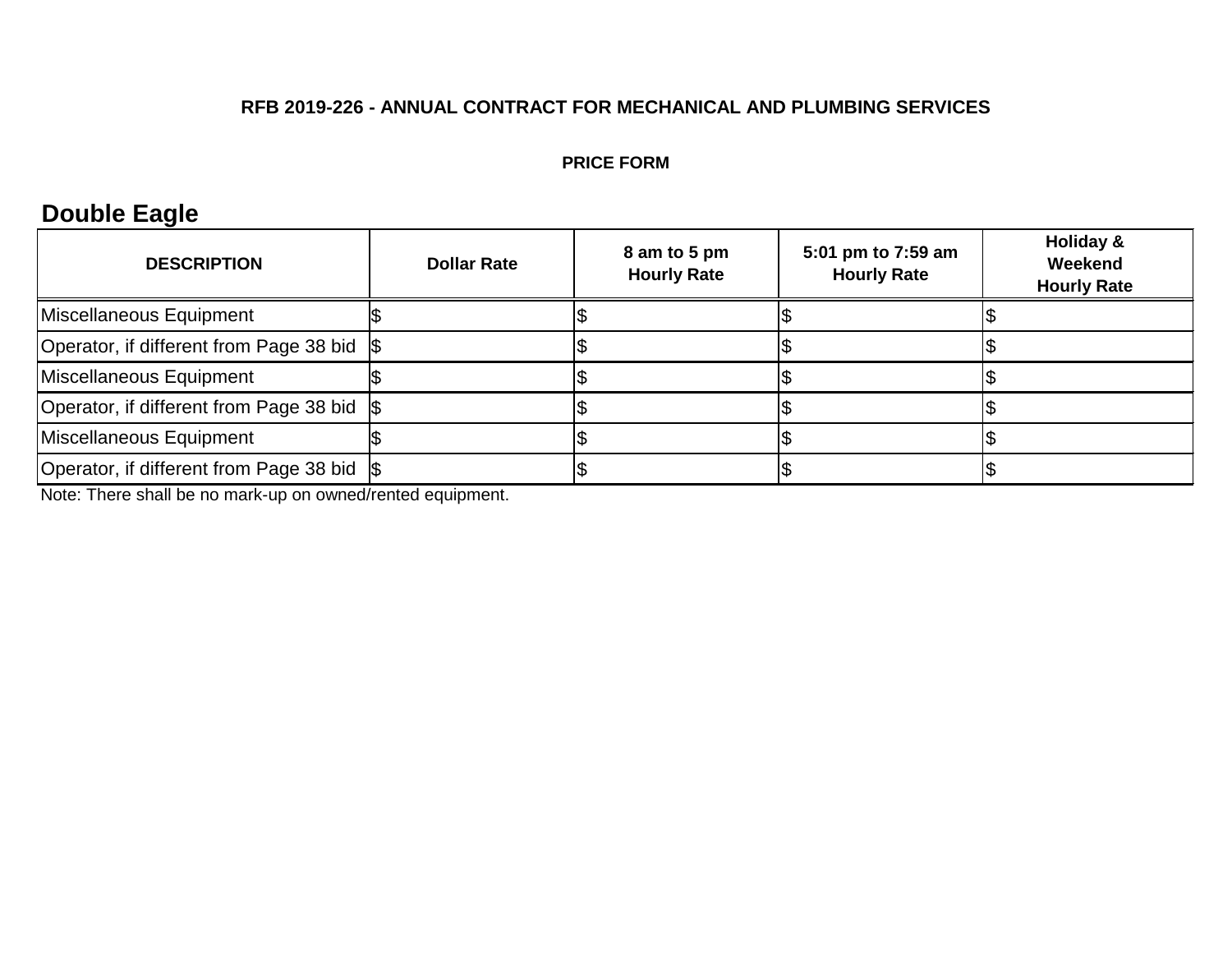**RFB 2019-226 - ANNUAL CONTRACT FOR MECHANICAL AND PLUMBING SERVICES**

**PRICE FORM**

## Double Eagle

| DESCRIPTION | Dollar Rate | 8 am to 5 pm Hourly Rate | 5:01 pm to 7:59 am Hourly Rate | Holiday & Weekend Hourly Rate |
|---|---|---|---|---|
| Miscellaneous Equipment | $ | $ | $ | $ |
| Operator, if different from Page 38 bid | $ | $ | $ | $ |
| Miscellaneous Equipment | $ | $ | $ | $ |
| Operator, if different from Page 38 bid | $ | $ | $ | $ |
| Miscellaneous Equipment | $ | $ | $ | $ |
| Operator, if different from Page 38 bid | $ | $ | $ | $ |

Note: There shall be no mark-up on owned/rented equipment.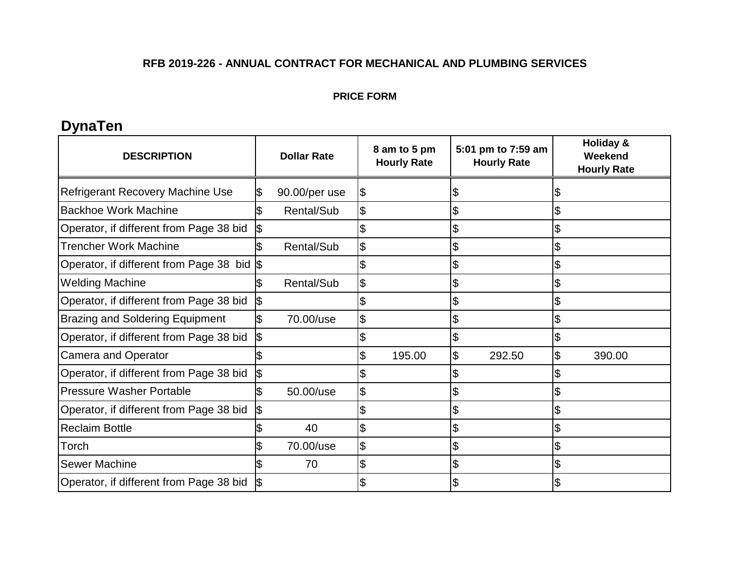**RFB 2019-226 - ANNUAL CONTRACT FOR MECHANICAL AND PLUMBING SERVICES**

**PRICE FORM**

## DynaTen

| DESCRIPTION | Dollar Rate | 8 am to 5 pm Hourly Rate | 5:01 pm to 7:59 am Hourly Rate | Holiday & Weekend Hourly Rate |
|---|---|---|---|---|
| Refrigerant Recovery Machine Use | $ 90.00/per use | $ | $ | $ |
| Backhoe Work Machine | $ Rental/Sub | $ | $ | $ |
| Operator, if different from Page 38 bid | $ | $ | $ | $ |
| Trencher Work Machine | $ Rental/Sub | $ | $ | $ |
| Operator, if different from Page 38 bid | $ | $ | $ | $ |
| Welding Machine | $ Rental/Sub | $ | $ | $ |
| Operator, if different from Page 38 bid | $ | $ | $ | $ |
| Brazing and Soldering Equipment | $ 70.00/use | $ | $ | $ |
| Operator, if different from Page 38 bid | $ | $ | $ | $ |
| Camera and Operator | $ | $ 195.00 | $ 292.50 | $ 390.00 |
| Operator, if different from Page 38 bid | $ | $ | $ | $ |
| Pressure Washer Portable | $ 50.00/use | $ | $ | $ |
| Operator, if different from Page 38 bid | $ | $ | $ | $ |
| Reclaim Bottle | $ 40 | $ | $ | $ |
| Torch | $ 70.00/use | $ | $ | $ |
| Sewer Machine | $ 70 | $ | $ | $ |
| Operator, if different from Page 38 bid | $ | $ | $ | $ |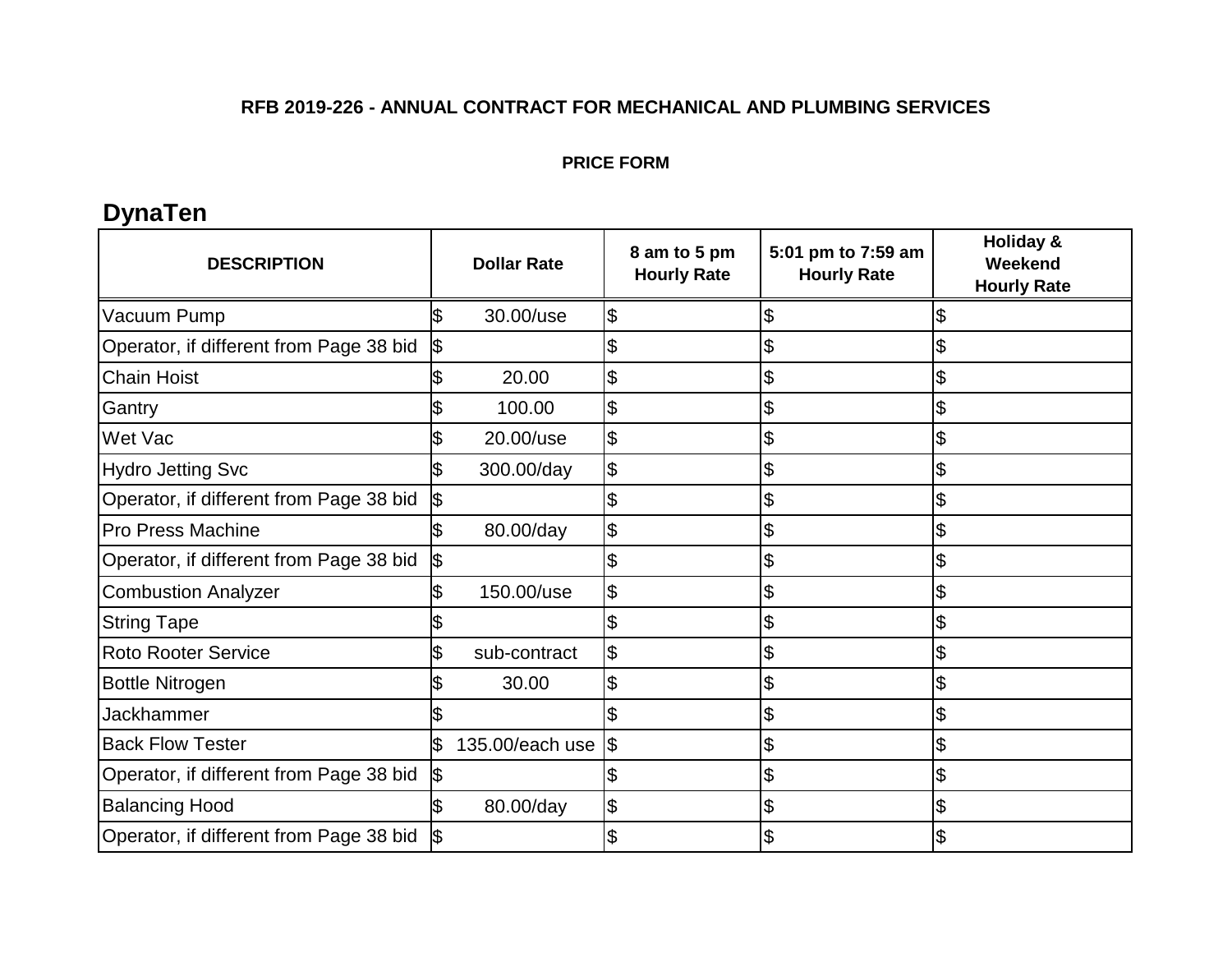**RFB 2019-226 - ANNUAL CONTRACT FOR MECHANICAL AND PLUMBING SERVICES**

**PRICE FORM**

## DynaTen

| DESCRIPTION | Dollar Rate | 8 am to 5 pm Hourly Rate | 5:01 pm to 7:59 am Hourly Rate | Holiday & Weekend Hourly Rate |
|---|---|---|---|---|
| Vacuum Pump | $ 30.00/use | $ | $ | $ |
| Operator, if different from Page 38 bid | $ | $ | $ | $ |
| Chain Hoist | $ 20.00 | $ | $ | $ |
| Gantry | $ 100.00 | $ | $ | $ |
| Wet Vac | $ 20.00/use | $ | $ | $ |
| Hydro Jetting Svc | $ 300.00/day | $ | $ | $ |
| Operator, if different from Page 38 bid | $ | $ | $ | $ |
| Pro Press Machine | $ 80.00/day | $ | $ | $ |
| Operator, if different from Page 38 bid | $ | $ | $ | $ |
| Combustion Analyzer | $ 150.00/use | $ | $ | $ |
| String Tape | $ | $ | $ | $ |
| Roto Rooter Service | $ sub-contract | $ | $ | $ |
| Bottle Nitrogen | $ 30.00 | $ | $ | $ |
| Jackhammer | $ | $ | $ | $ |
| Back Flow Tester | $ 135.00/each use | $ | $ | $ |
| Operator, if different from Page 38 bid | $ | $ | $ | $ |
| Balancing Hood | $ 80.00/day | $ | $ | $ |
| Operator, if different from Page 38 bid | $ | $ | $ | $ |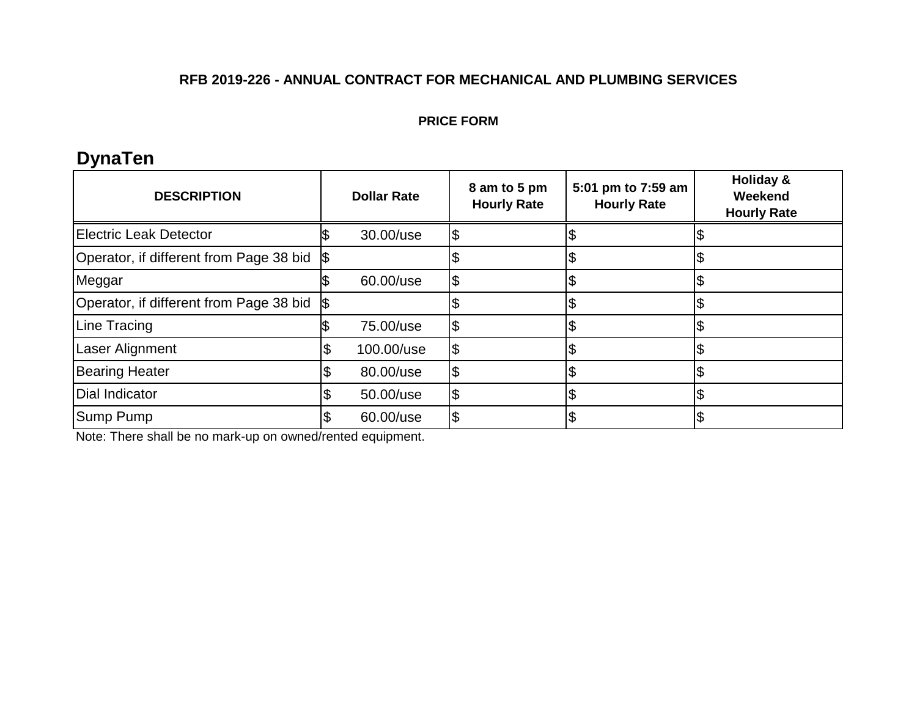**RFB 2019-226 - ANNUAL CONTRACT FOR MECHANICAL AND PLUMBING SERVICES**

**PRICE FORM**

## DynaTen

| DESCRIPTION | Dollar Rate | 8 am to 5 pm Hourly Rate | 5:01 pm to 7:59 am Hourly Rate | Holiday & Weekend Hourly Rate |
|---|---|---|---|---|
| Electric Leak Detector | $ 30.00/use | $ | $ | $ |
| Operator, if different from Page 38 bid | $ | $ | $ | $ |
| Meggar | $ 60.00/use | $ | $ | $ |
| Operator, if different from Page 38 bid | $ | $ | $ | $ |
| Line Tracing | $ 75.00/use | $ | $ | $ |
| Laser Alignment | $ 100.00/use | $ | $ | $ |
| Bearing Heater | $ 80.00/use | $ | $ | $ |
| Dial Indicator | $ 50.00/use | $ | $ | $ |
| Sump Pump | $ 60.00/use | $ | $ | $ |

Note: There shall be no mark-up on owned/rented equipment.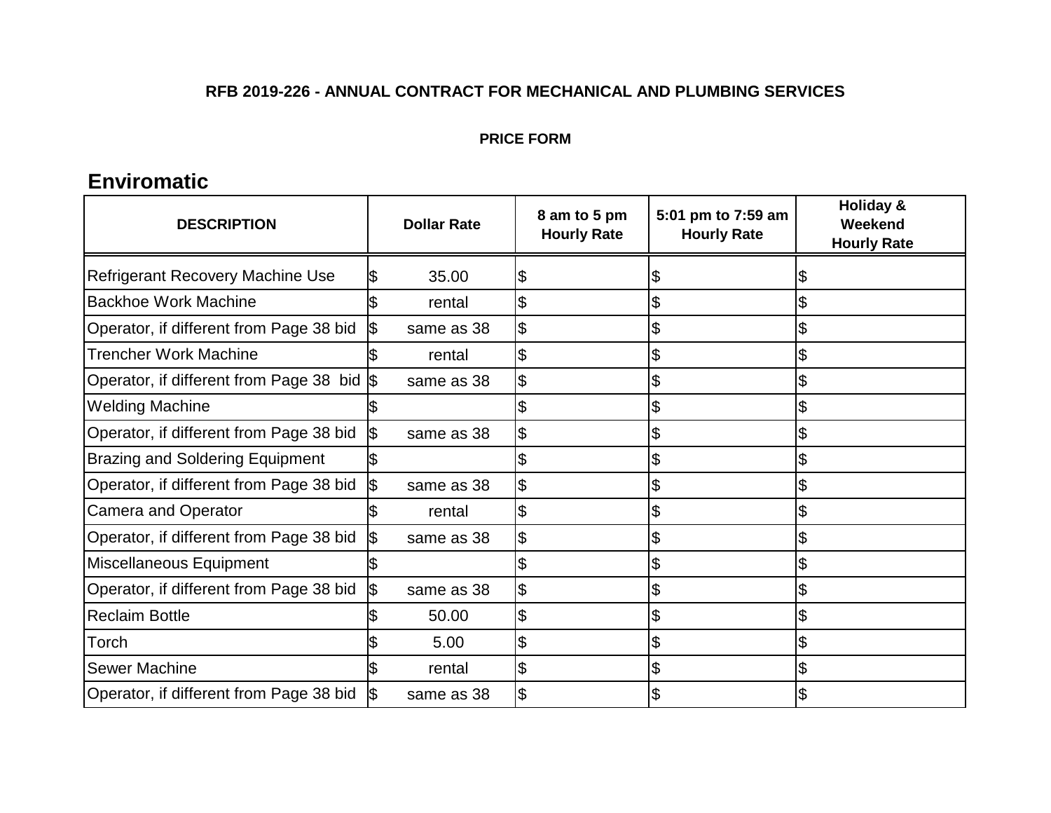**RFB 2019-226 - ANNUAL CONTRACT FOR MECHANICAL AND PLUMBING SERVICES**

**PRICE FORM**

## Enviromatic

| DESCRIPTION | Dollar Rate | 8 am to 5 pm Hourly Rate | 5:01 pm to 7:59 am Hourly Rate | Holiday & Weekend Hourly Rate |
|---|---|---|---|---|
| Refrigerant Recovery Machine Use | $ 35.00 | $ | $ | $ |
| Backhoe Work Machine | $ rental | $ | $ | $ |
| Operator, if different from Page 38 bid | $ same as 38 | $ | $ | $ |
| Trencher Work Machine | $ rental | $ | $ | $ |
| Operator, if different from Page 38 bid | $ same as 38 | $ | $ | $ |
| Welding Machine | $ | $ | $ | $ |
| Operator, if different from Page 38 bid | $ same as 38 | $ | $ | $ |
| Brazing and Soldering Equipment | $ | $ | $ | $ |
| Operator, if different from Page 38 bid | $ same as 38 | $ | $ | $ |
| Camera and Operator | $ rental | $ | $ | $ |
| Operator, if different from Page 38 bid | $ same as 38 | $ | $ | $ |
| Miscellaneous Equipment | $ | $ | $ | $ |
| Operator, if different from Page 38 bid | $ same as 38 | $ | $ | $ |
| Reclaim Bottle | $ 50.00 | $ | $ | $ |
| Torch | $ 5.00 | $ | $ | $ |
| Sewer Machine | $ rental | $ | $ | $ |
| Operator, if different from Page 38 bid | $ same as 38 | $ | $ | $ |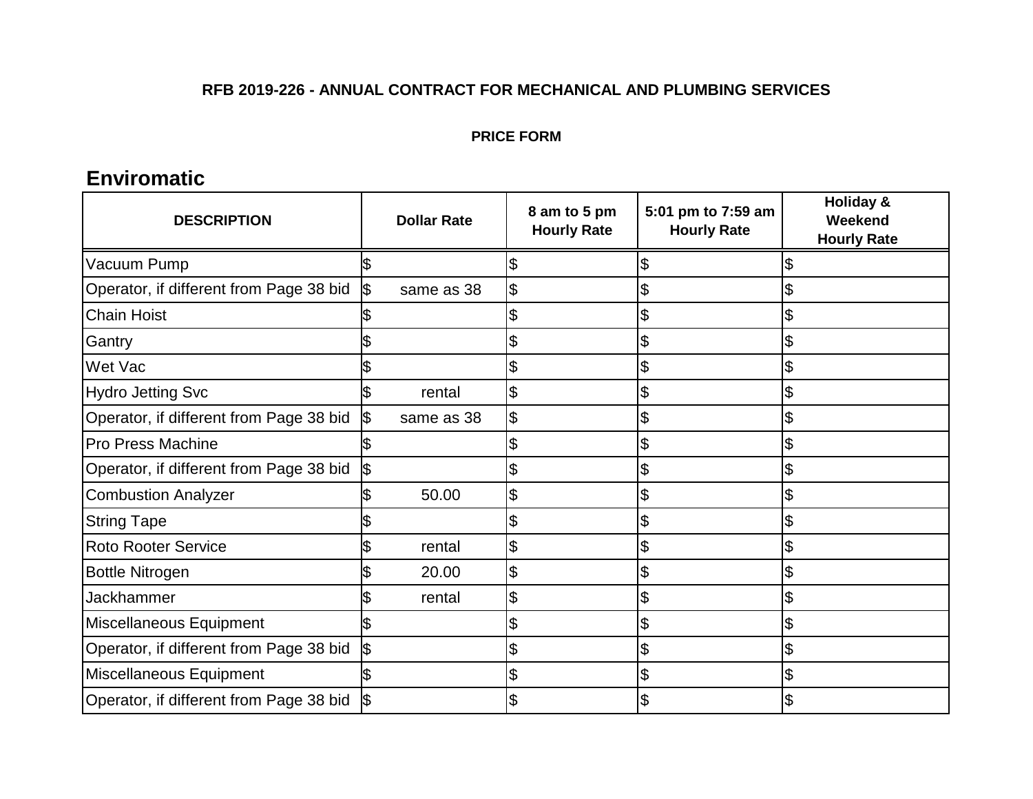**RFB 2019-226 - ANNUAL CONTRACT FOR MECHANICAL AND PLUMBING SERVICES**

**PRICE FORM**

## Enviromatic

| DESCRIPTION | Dollar Rate | 8 am to 5 pm Hourly Rate | 5:01 pm to 7:59 am Hourly Rate | Holiday & Weekend Hourly Rate |
|---|---|---|---|---|
| Vacuum Pump | $ | $ | $ | $ |
| Operator, if different from Page 38 bid | $ same as 38 | $ | $ | $ |
| Chain Hoist | $ | $ | $ | $ |
| Gantry | $ | $ | $ | $ |
| Wet Vac | $ | $ | $ | $ |
| Hydro Jetting Svc | $ rental | $ | $ | $ |
| Operator, if different from Page 38 bid | $ same as 38 | $ | $ | $ |
| Pro Press Machine | $ | $ | $ | $ |
| Operator, if different from Page 38 bid | $ | $ | $ | $ |
| Combustion Analyzer | $ 50.00 | $ | $ | $ |
| String Tape | $ | $ | $ | $ |
| Roto Rooter Service | $ rental | $ | $ | $ |
| Bottle Nitrogen | $ 20.00 | $ | $ | $ |
| Jackhammer | $ rental | $ | $ | $ |
| Miscellaneous Equipment | $ | $ | $ | $ |
| Operator, if different from Page 38 bid | $ | $ | $ | $ |
| Miscellaneous Equipment | $ | $ | $ | $ |
| Operator, if different from Page 38 bid | $ | $ | $ | $ |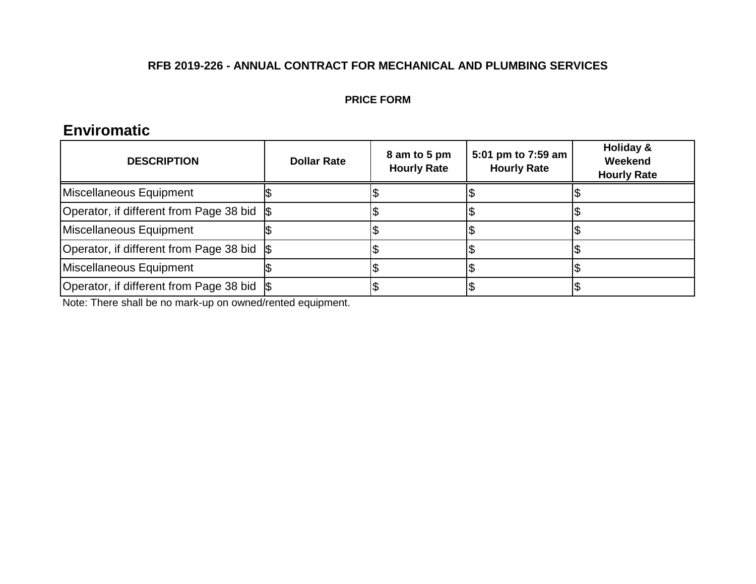**RFB 2019-226 - ANNUAL CONTRACT FOR MECHANICAL AND PLUMBING SERVICES**

**PRICE FORM**

## Enviromatic

| DESCRIPTION | Dollar Rate | 8 am to 5 pm Hourly Rate | 5:01 pm to 7:59 am Hourly Rate | Holiday & Weekend Hourly Rate |
|---|---|---|---|---|
| Miscellaneous Equipment | $ | $ | $ | $ |
| Operator, if different from Page 38 bid | $ | $ | $ | $ |
| Miscellaneous Equipment | $ | $ | $ | $ |
| Operator, if different from Page 38 bid | $ | $ | $ | $ |
| Miscellaneous Equipment | $ | $ | $ | $ |
| Operator, if different from Page 38 bid | $ | $ | $ | $ |

Note: There shall be no mark-up on owned/rented equipment.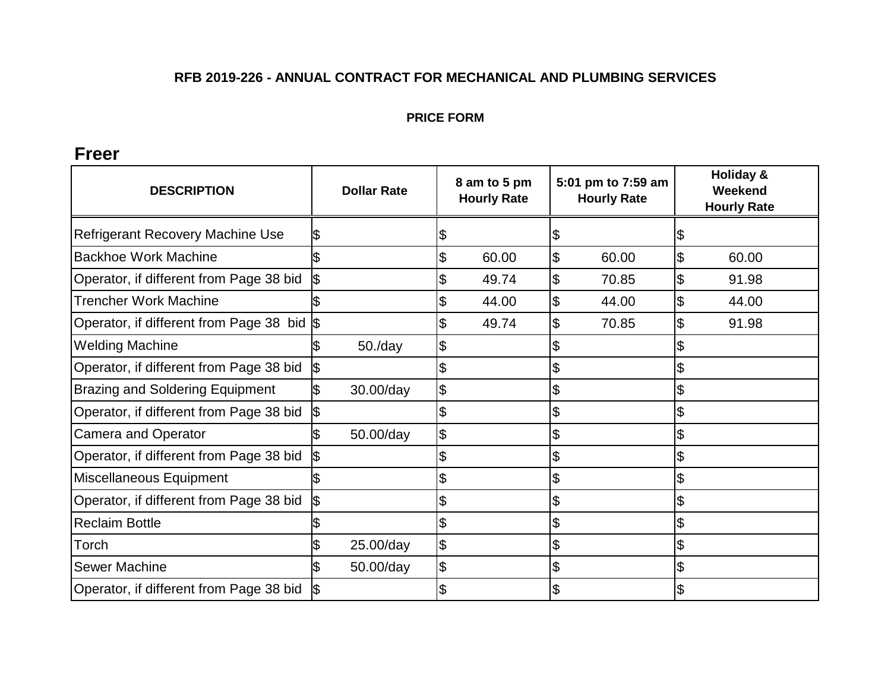**RFB 2019-226 - ANNUAL CONTRACT FOR MECHANICAL AND PLUMBING SERVICES**

**PRICE FORM**

## Freer

| DESCRIPTION | Dollar Rate | 8 am to 5 pm Hourly Rate | 5:01 pm to 7:59 am Hourly Rate | Holiday & Weekend Hourly Rate |
|---|---|---|---|---|
| Refrigerant Recovery Machine Use | $ | $ | $ | $ |
| Backhoe Work Machine | $ | $ 60.00 | $ 60.00 | $ 60.00 |
| Operator, if different from Page 38 bid | $ | $ 49.74 | $ 70.85 | $ 91.98 |
| Trencher Work Machine | $ | $ 44.00 | $ 44.00 | $ 44.00 |
| Operator, if different from Page 38 bid | $ | $ 49.74 | $ 70.85 | $ 91.98 |
| Welding Machine | $ 50./day | $ | $ | $ |
| Operator, if different from Page 38 bid | $ | $ | $ | $ |
| Brazing and Soldering Equipment | $ 30.00/day | $ | $ | $ |
| Operator, if different from Page 38 bid | $ | $ | $ | $ |
| Camera and Operator | $ 50.00/day | $ | $ | $ |
| Operator, if different from Page 38 bid | $ | $ | $ | $ |
| Miscellaneous Equipment | $ | $ | $ | $ |
| Operator, if different from Page 38 bid | $ | $ | $ | $ |
| Reclaim Bottle | $ | $ | $ | $ |
| Torch | $ 25.00/day | $ | $ | $ |
| Sewer Machine | $ 50.00/day | $ | $ | $ |
| Operator, if different from Page 38 bid | $ | $ | $ | $ |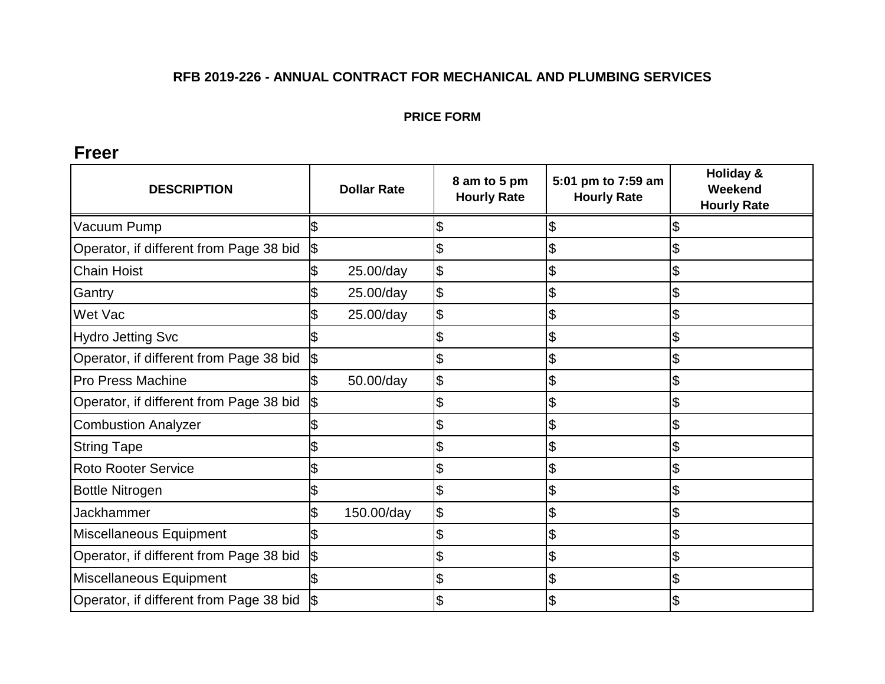**RFB 2019-226 - ANNUAL CONTRACT FOR MECHANICAL AND PLUMBING SERVICES**

**PRICE FORM**

## Freer

| DESCRIPTION | Dollar Rate | 8 am to 5 pm Hourly Rate | 5:01 pm to 7:59 am Hourly Rate | Holiday & Weekend Hourly Rate |
|---|---|---|---|---|
| Vacuum Pump | $ | $ | $ | $ |
| Operator, if different from Page 38 bid | $ | $ | $ | $ |
| Chain Hoist | $ 25.00/day | $ | $ | $ |
| Gantry | $ 25.00/day | $ | $ | $ |
| Wet Vac | $ 25.00/day | $ | $ | $ |
| Hydro Jetting Svc | $ | $ | $ | $ |
| Operator, if different from Page 38 bid | $ | $ | $ | $ |
| Pro Press Machine | $ 50.00/day | $ | $ | $ |
| Operator, if different from Page 38 bid | $ | $ | $ | $ |
| Combustion Analyzer | $ | $ | $ | $ |
| String Tape | $ | $ | $ | $ |
| Roto Rooter Service | $ | $ | $ | $ |
| Bottle Nitrogen | $ | $ | $ | $ |
| Jackhammer | $ 150.00/day | $ | $ | $ |
| Miscellaneous Equipment | $ | $ | $ | $ |
| Operator, if different from Page 38 bid | $ | $ | $ | $ |
| Miscellaneous Equipment | $ | $ | $ | $ |
| Operator, if different from Page 38 bid | $ | $ | $ | $ |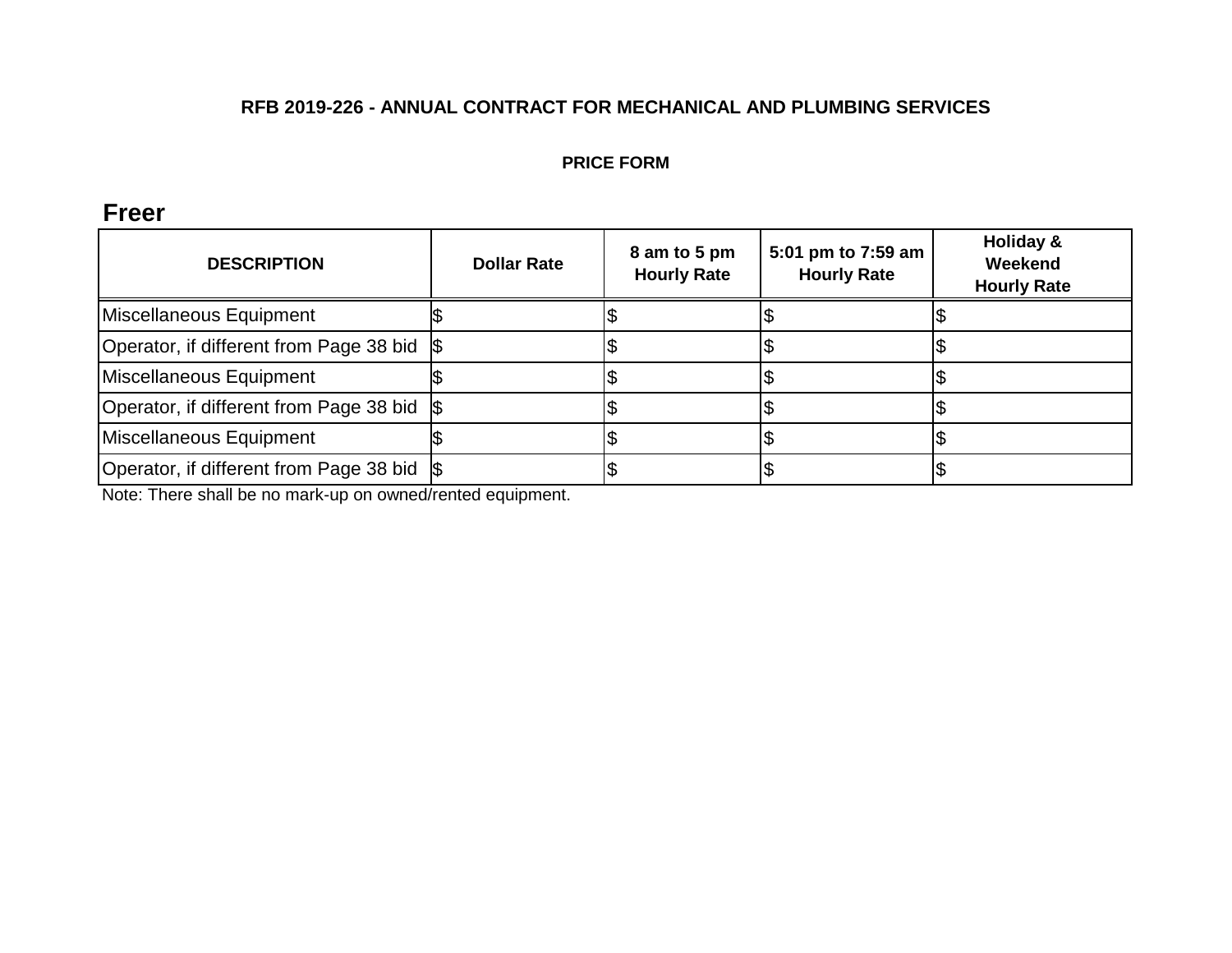**RFB 2019-226 - ANNUAL CONTRACT FOR MECHANICAL AND PLUMBING SERVICES**

**PRICE FORM**

## Freer

| DESCRIPTION | Dollar Rate | 8 am to 5 pm Hourly Rate | 5:01 pm to 7:59 am Hourly Rate | Holiday & Weekend Hourly Rate |
|---|---|---|---|---|
| Miscellaneous Equipment | $ | $ | $ | $ |
| Operator, if different from Page 38 bid | $ | $ | $ | $ |
| Miscellaneous Equipment | $ | $ | $ | $ |
| Operator, if different from Page 38 bid | $ | $ | $ | $ |
| Miscellaneous Equipment | $ | $ | $ | $ |
| Operator, if different from Page 38 bid | $ | $ | $ | $ |

Note: There shall be no mark-up on owned/rented equipment.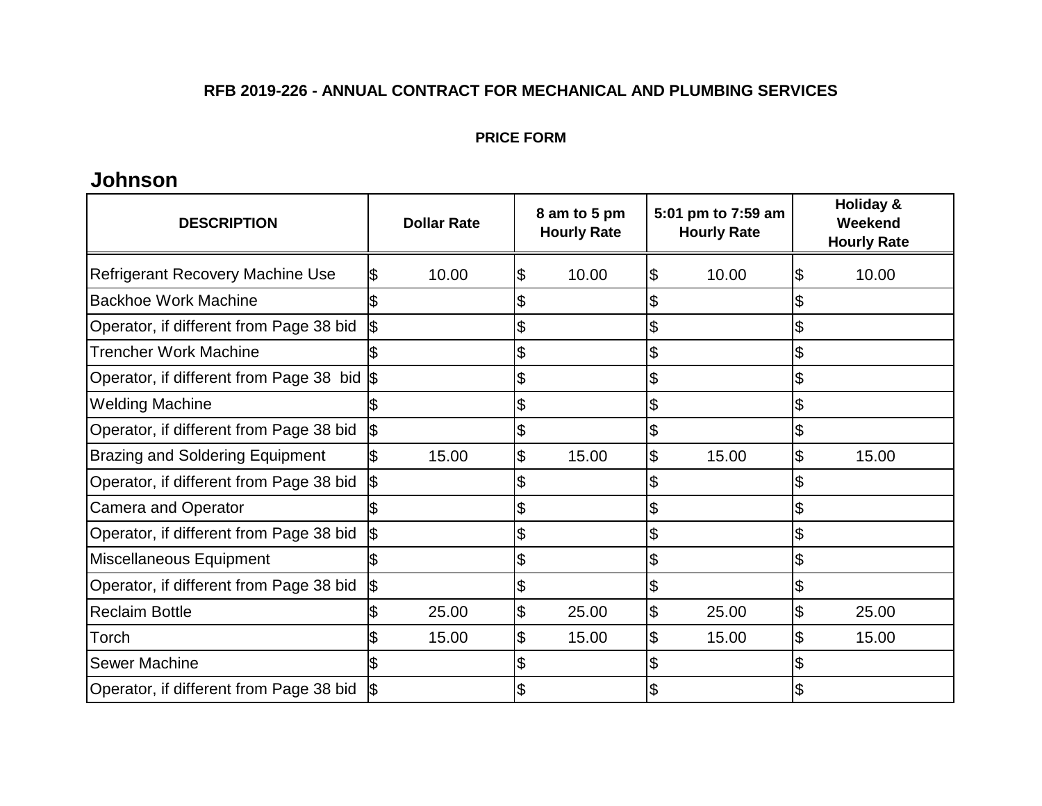**RFB 2019-226 - ANNUAL CONTRACT FOR MECHANICAL AND PLUMBING SERVICES**

**PRICE FORM**

## Johnson

| DESCRIPTION | Dollar Rate | 8 am to 5 pm Hourly Rate | 5:01 pm to 7:59 am Hourly Rate | Holiday & Weekend Hourly Rate |
|---|---|---|---|---|
| Refrigerant Recovery Machine Use | $ 10.00 | $ 10.00 | $ 10.00 | $ 10.00 |
| Backhoe Work Machine | $ | $ | $ | $ |
| Operator, if different from Page 38 bid | $ | $ | $ | $ |
| Trencher Work Machine | $ | $ | $ | $ |
| Operator, if different from Page 38 bid | $ | $ | $ | $ |
| Welding Machine | $ | $ | $ | $ |
| Operator, if different from Page 38 bid | $ | $ | $ | $ |
| Brazing and Soldering Equipment | $ 15.00 | $ 15.00 | $ 15.00 | $ 15.00 |
| Operator, if different from Page 38 bid | $ | $ | $ | $ |
| Camera and Operator | $ | $ | $ | $ |
| Operator, if different from Page 38 bid | $ | $ | $ | $ |
| Miscellaneous Equipment | $ | $ | $ | $ |
| Operator, if different from Page 38 bid | $ | $ | $ | $ |
| Reclaim Bottle | $ 25.00 | $ 25.00 | $ 25.00 | $ 25.00 |
| Torch | $ 15.00 | $ 15.00 | $ 15.00 | $ 15.00 |
| Sewer Machine | $ | $ | $ | $ |
| Operator, if different from Page 38 bid | $ | $ | $ | $ |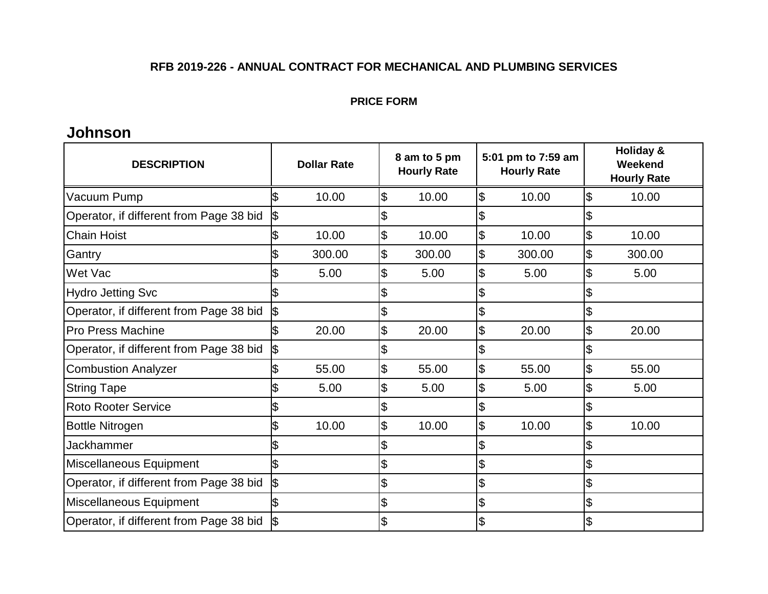**RFB 2019-226 - ANNUAL CONTRACT FOR MECHANICAL AND PLUMBING SERVICES**

**PRICE FORM**

## Johnson

| DESCRIPTION | Dollar Rate | 8 am to 5 pm Hourly Rate | 5:01 pm to 7:59 am Hourly Rate | Holiday & Weekend Hourly Rate |
|---|---|---|---|---|
| Vacuum Pump | $ 10.00 | $ 10.00 | $ 10.00 | $ 10.00 |
| Operator, if different from Page 38 bid | $ | $ | $ | $ |
| Chain Hoist | $ 10.00 | $ 10.00 | $ 10.00 | $ 10.00 |
| Gantry | $ 300.00 | $ 300.00 | $ 300.00 | $ 300.00 |
| Wet Vac | $ 5.00 | $ 5.00 | $ 5.00 | $ 5.00 |
| Hydro Jetting Svc | $ | $ | $ | $ |
| Operator, if different from Page 38 bid | $ | $ | $ | $ |
| Pro Press Machine | $ 20.00 | $ 20.00 | $ 20.00 | $ 20.00 |
| Operator, if different from Page 38 bid | $ | $ | $ | $ |
| Combustion Analyzer | $ 55.00 | $ 55.00 | $ 55.00 | $ 55.00 |
| String Tape | $ 5.00 | $ 5.00 | $ 5.00 | $ 5.00 |
| Roto Rooter Service | $ | $ | $ | $ |
| Bottle Nitrogen | $ 10.00 | $ 10.00 | $ 10.00 | $ 10.00 |
| Jackhammer | $ | $ | $ | $ |
| Miscellaneous Equipment | $ | $ | $ | $ |
| Operator, if different from Page 38 bid | $ | $ | $ | $ |
| Miscellaneous Equipment | $ | $ | $ | $ |
| Operator, if different from Page 38 bid | $ | $ | $ | $ |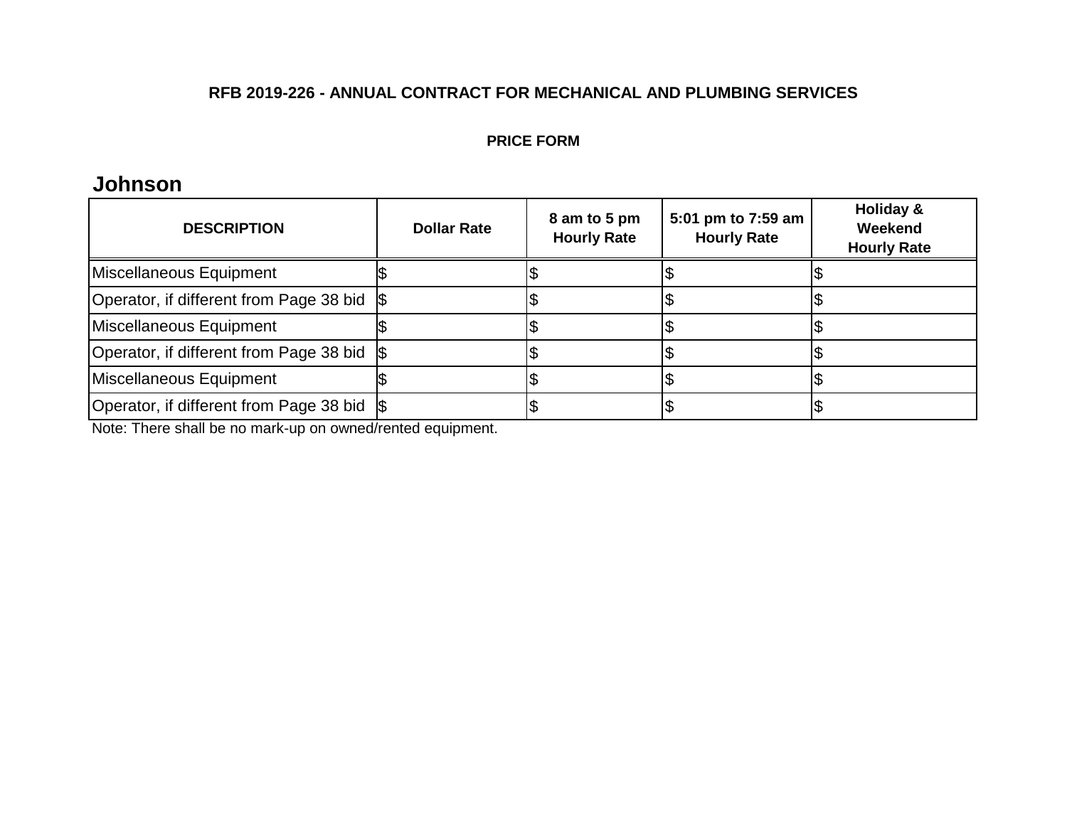**RFB 2019-226 - ANNUAL CONTRACT FOR MECHANICAL AND PLUMBING SERVICES**

**PRICE FORM**

## Johnson

| DESCRIPTION | Dollar Rate | 8 am to 5 pm Hourly Rate | 5:01 pm to 7:59 am Hourly Rate | Holiday & Weekend Hourly Rate |
|---|---|---|---|---|
| Miscellaneous Equipment | $ | $ | $ | $ |
| Operator, if different from Page 38 bid | $ | $ | $ | $ |
| Miscellaneous Equipment | $ | $ | $ | $ |
| Operator, if different from Page 38 bid | $ | $ | $ | $ |
| Miscellaneous Equipment | $ | $ | $ | $ |
| Operator, if different from Page 38 bid | $ | $ | $ | $ |

Note: There shall be no mark-up on owned/rented equipment.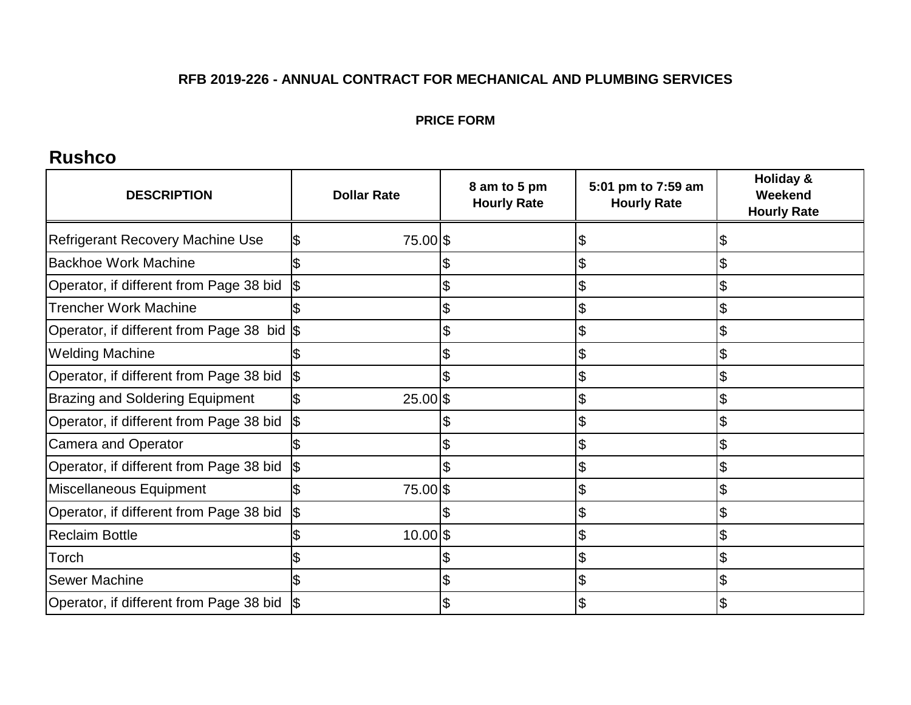**RFB 2019-226 - ANNUAL CONTRACT FOR MECHANICAL AND PLUMBING SERVICES**

**PRICE FORM**

## Rushco

| DESCRIPTION | Dollar Rate | 8 am to 5 pm Hourly Rate | 5:01 pm to 7:59 am Hourly Rate | Holiday & Weekend Hourly Rate |
|---|---|---|---|---|
| Refrigerant Recovery Machine Use | $ 75.00 | $ | $ | $ |
| Backhoe Work Machine | $ | $ | $ | $ |
| Operator, if different from Page 38 bid | $ | $ | $ | $ |
| Trencher Work Machine | $ | $ | $ | $ |
| Operator, if different from Page 38 bid | $ | $ | $ | $ |
| Welding Machine | $ | $ | $ | $ |
| Operator, if different from Page 38 bid | $ | $ | $ | $ |
| Brazing and Soldering Equipment | $ 25.00 | $ | $ | $ |
| Operator, if different from Page 38 bid | $ | $ | $ | $ |
| Camera and Operator | $ | $ | $ | $ |
| Operator, if different from Page 38 bid | $ | $ | $ | $ |
| Miscellaneous Equipment | $ 75.00 | $ | $ | $ |
| Operator, if different from Page 38 bid | $ | $ | $ | $ |
| Reclaim Bottle | $ 10.00 | $ | $ | $ |
| Torch | $ | $ | $ | $ |
| Sewer Machine | $ | $ | $ | $ |
| Operator, if different from Page 38 bid | $ | $ | $ | $ |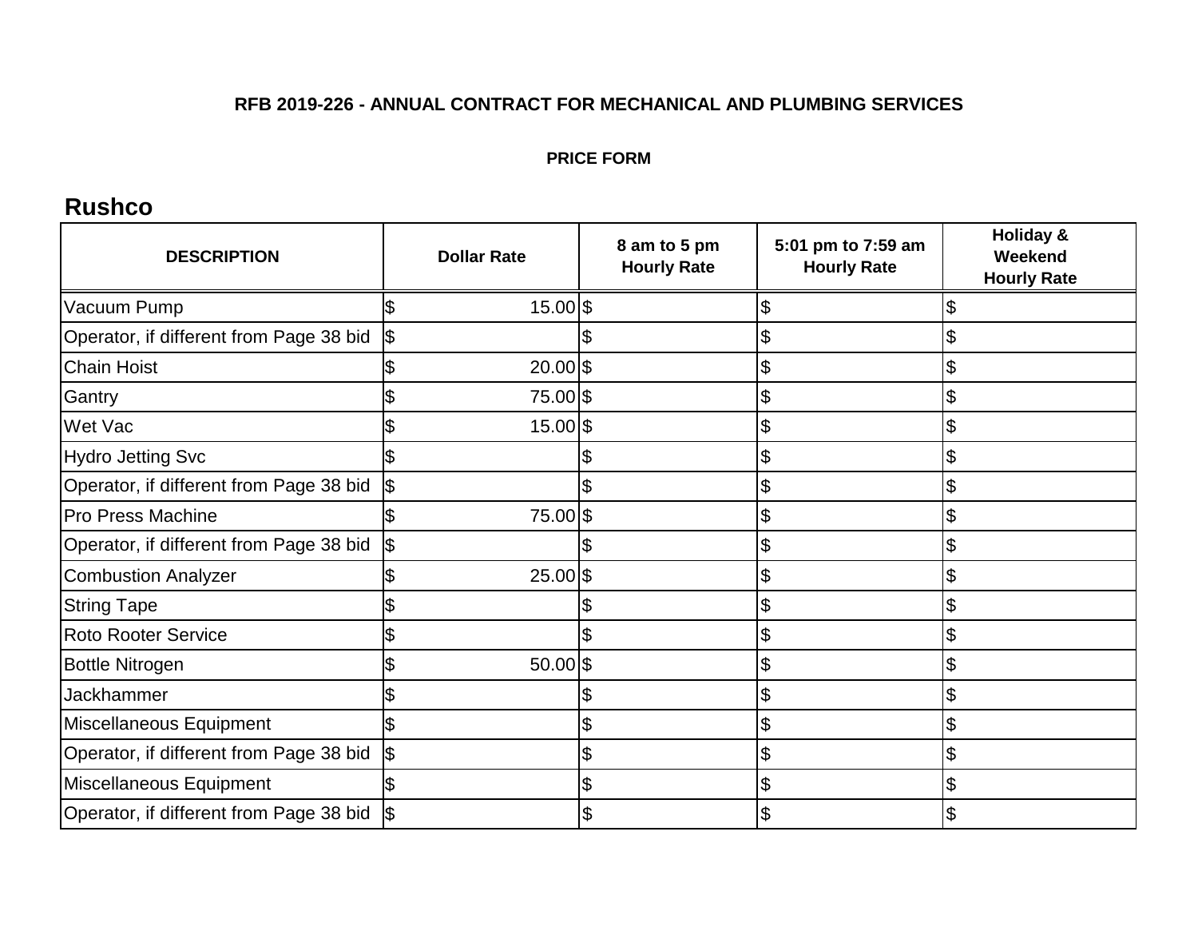**RFB 2019-226 - ANNUAL CONTRACT FOR MECHANICAL AND PLUMBING SERVICES**

**PRICE FORM**

## Rushco

| DESCRIPTION | Dollar Rate | 8 am to 5 pm Hourly Rate | 5:01 pm to 7:59 am Hourly Rate | Holiday & Weekend Hourly Rate |
|---|---|---|---|---|
| Vacuum Pump | $ 15.00 | $ | $ | $ |
| Operator, if different from Page 38 bid | $ | $ | $ | $ |
| Chain Hoist | $ 20.00 | $ | $ | $ |
| Gantry | $ 75.00 | $ | $ | $ |
| Wet Vac | $ 15.00 | $ | $ | $ |
| Hydro Jetting Svc | $ | $ | $ | $ |
| Operator, if different from Page 38 bid | $ | $ | $ | $ |
| Pro Press Machine | $ 75.00 | $ | $ | $ |
| Operator, if different from Page 38 bid | $ | $ | $ | $ |
| Combustion Analyzer | $ 25.00 | $ | $ | $ |
| String Tape | $ | $ | $ | $ |
| Roto Rooter Service | $ | $ | $ | $ |
| Bottle Nitrogen | $ 50.00 | $ | $ | $ |
| Jackhammer | $ | $ | $ | $ |
| Miscellaneous Equipment | $ | $ | $ | $ |
| Operator, if different from Page 38 bid | $ | $ | $ | $ |
| Miscellaneous Equipment | $ | $ | $ | $ |
| Operator, if different from Page 38 bid | $ | $ | $ | $ |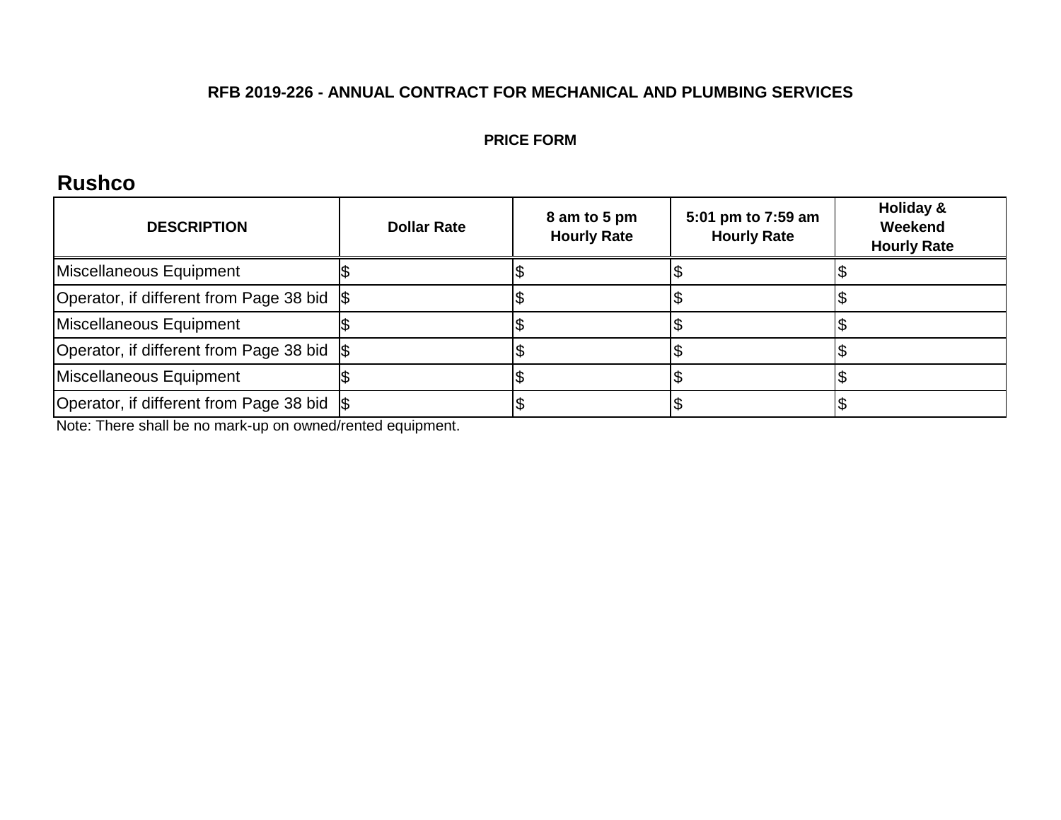**RFB 2019-226 - ANNUAL CONTRACT FOR MECHANICAL AND PLUMBING SERVICES**

**PRICE FORM**

## Rushco

| DESCRIPTION | Dollar Rate | 8 am to 5 pm Hourly Rate | 5:01 pm to 7:59 am Hourly Rate | Holiday & Weekend Hourly Rate |
|---|---|---|---|---|
| Miscellaneous Equipment | $ | $ | $ | $ |
| Operator, if different from Page 38 bid | $ | $ | $ | $ |
| Miscellaneous Equipment | $ | $ | $ | $ |
| Operator, if different from Page 38 bid | $ | $ | $ | $ |
| Miscellaneous Equipment | $ | $ | $ | $ |
| Operator, if different from Page 38 bid | $ | $ | $ | $ |

Note: There shall be no mark-up on owned/rented equipment.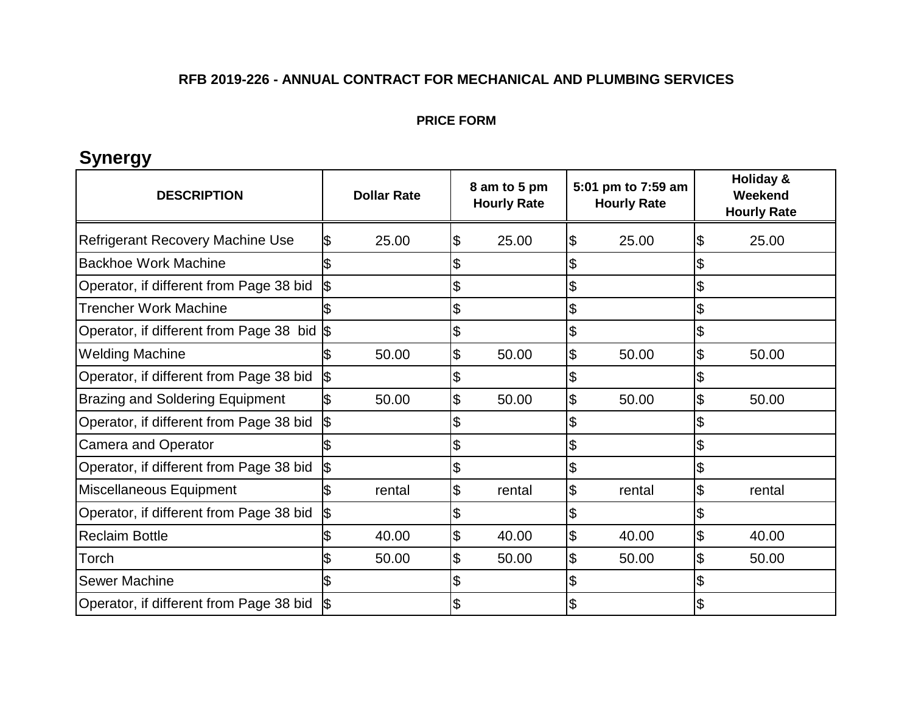**RFB 2019-226 - ANNUAL CONTRACT FOR MECHANICAL AND PLUMBING SERVICES**

**PRICE FORM**

## Synergy

| DESCRIPTION | Dollar Rate | 8 am to 5 pm Hourly Rate | 5:01 pm to 7:59 am Hourly Rate | Holiday & Weekend Hourly Rate |
|---|---|---|---|---|
| Refrigerant Recovery Machine Use | $ 25.00 | $ 25.00 | $ 25.00 | $ 25.00 |
| Backhoe Work Machine | $ | $ | $ | $ |
| Operator, if different from Page 38 bid | $ | $ | $ | $ |
| Trencher Work Machine | $ | $ | $ | $ |
| Operator, if different from Page 38 bid | $ | $ | $ | $ |
| Welding Machine | $ 50.00 | $ 50.00 | $ 50.00 | $ 50.00 |
| Operator, if different from Page 38 bid | $ | $ | $ | $ |
| Brazing and Soldering Equipment | $ 50.00 | $ 50.00 | $ 50.00 | $ 50.00 |
| Operator, if different from Page 38 bid | $ | $ | $ | $ |
| Camera and Operator | $ | $ | $ | $ |
| Operator, if different from Page 38 bid | $ | $ | $ | $ |
| Miscellaneous Equipment | $ rental | $ rental | $ rental | $ rental |
| Operator, if different from Page 38 bid | $ | $ | $ | $ |
| Reclaim Bottle | $ 40.00 | $ 40.00 | $ 40.00 | $ 40.00 |
| Torch | $ 50.00 | $ 50.00 | $ 50.00 | $ 50.00 |
| Sewer Machine | $ | $ | $ | $ |
| Operator, if different from Page 38 bid | $ | $ | $ | $ |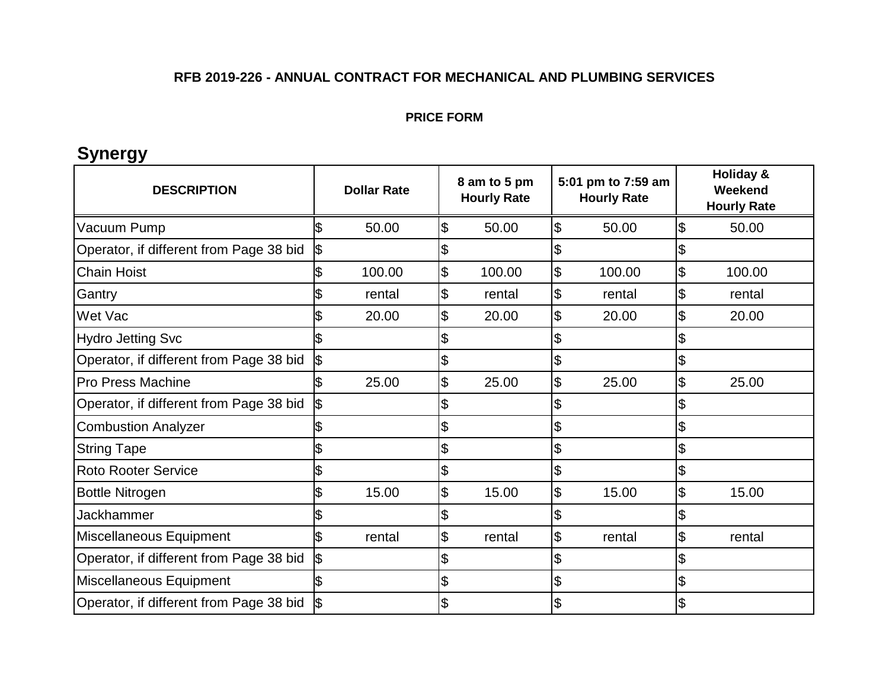**RFB 2019-226 - ANNUAL CONTRACT FOR MECHANICAL AND PLUMBING SERVICES**

**PRICE FORM**

## Synergy

| DESCRIPTION | Dollar Rate | 8 am to 5 pm Hourly Rate | 5:01 pm to 7:59 am Hourly Rate | Holiday & Weekend Hourly Rate |
|---|---|---|---|---|
| Vacuum Pump | $ 50.00 | $ 50.00 | $ 50.00 | $ 50.00 |
| Operator, if different from Page 38 bid | $ | $ | $ | $ |
| Chain Hoist | $ 100.00 | $ 100.00 | $ 100.00 | $ 100.00 |
| Gantry | $ rental | $ rental | $ rental | $ rental |
| Wet Vac | $ 20.00 | $ 20.00 | $ 20.00 | $ 20.00 |
| Hydro Jetting Svc | $ | $ | $ | $ |
| Operator, if different from Page 38 bid | $ | $ | $ | $ |
| Pro Press Machine | $ 25.00 | $ 25.00 | $ 25.00 | $ 25.00 |
| Operator, if different from Page 38 bid | $ | $ | $ | $ |
| Combustion Analyzer | $ | $ | $ | $ |
| String Tape | $ | $ | $ | $ |
| Roto Rooter Service | $ | $ | $ | $ |
| Bottle Nitrogen | $ 15.00 | $ 15.00 | $ 15.00 | $ 15.00 |
| Jackhammer | $ | $ | $ | $ |
| Miscellaneous Equipment | $ rental | $ rental | $ rental | $ rental |
| Operator, if different from Page 38 bid | $ | $ | $ | $ |
| Miscellaneous Equipment | $ | $ | $ | $ |
| Operator, if different from Page 38 bid | $ | $ | $ | $ |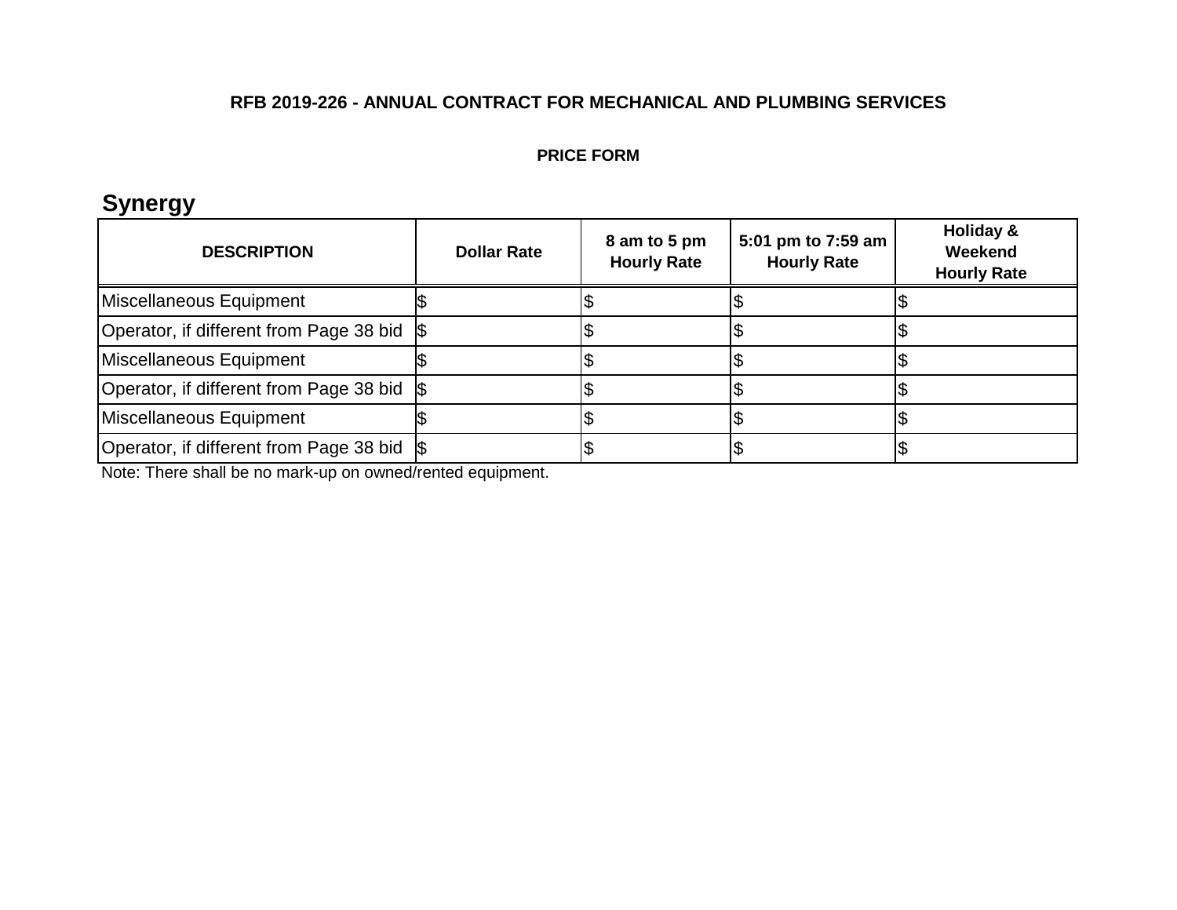**RFB 2019-226 - ANNUAL CONTRACT FOR MECHANICAL AND PLUMBING SERVICES**

**PRICE FORM**

## Synergy

| DESCRIPTION | Dollar Rate | 8 am to 5 pm Hourly Rate | 5:01 pm to 7:59 am Hourly Rate | Holiday & Weekend Hourly Rate |
|---|---|---|---|---|
| Miscellaneous Equipment | $ | $ | $ | $ |
| Operator, if different from Page 38 bid | $ | $ | $ | $ |
| Miscellaneous Equipment | $ | $ | $ | $ |
| Operator, if different from Page 38 bid | $ | $ | $ | $ |
| Miscellaneous Equipment | $ | $ | $ | $ |
| Operator, if different from Page 38 bid | $ | $ | $ | $ |

Note: There shall be no mark-up on owned/rented equipment.